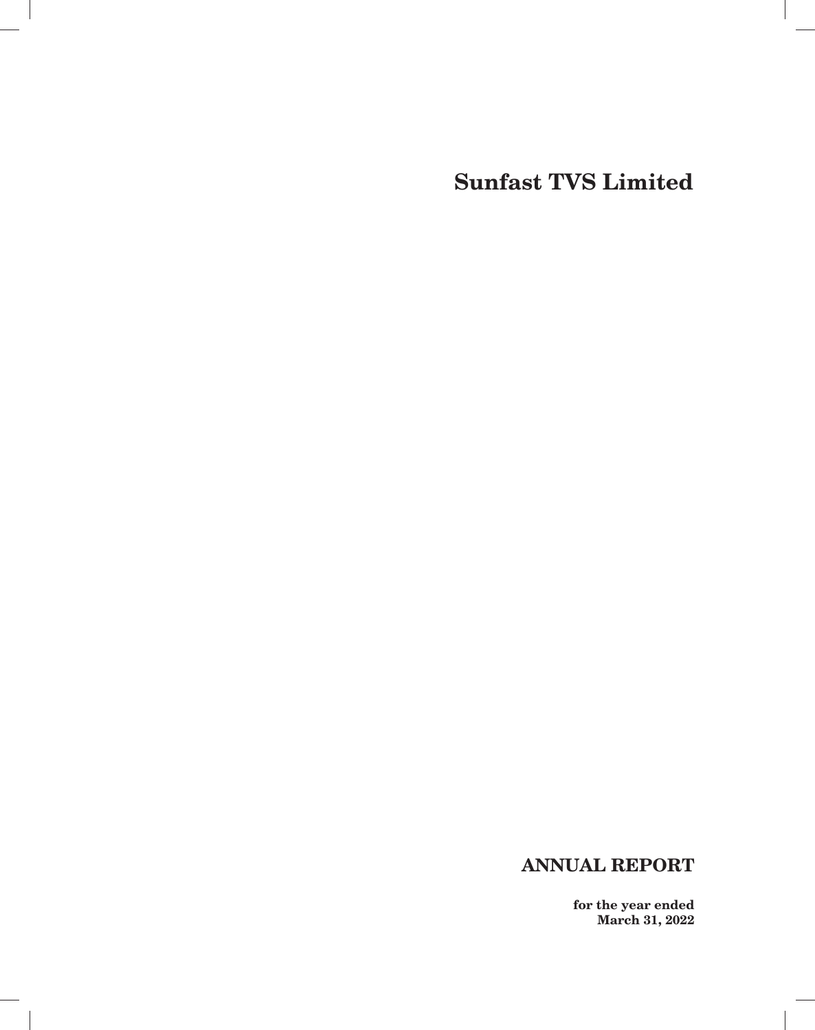# Sunfast TVS Limited

## ANNUAL REPORT

**for the year ended**
**March 31, 2022**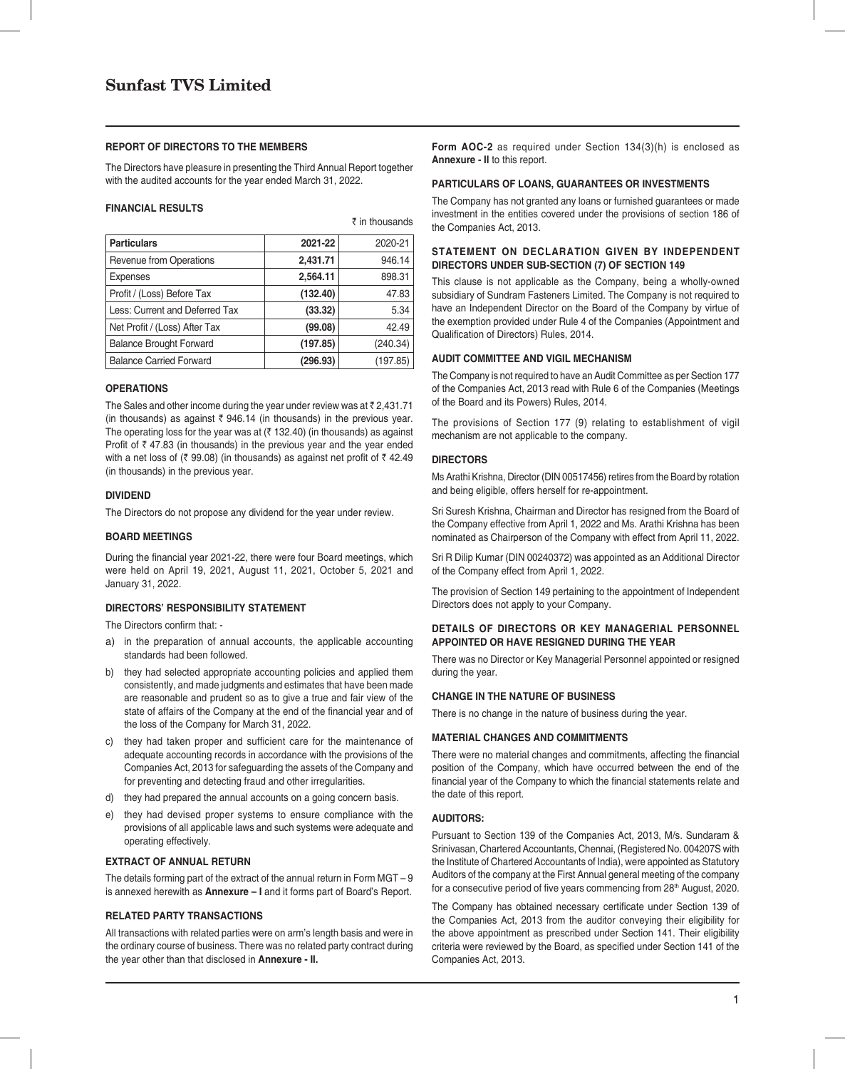# Sunfast TVS Limited

## REPORT OF DIRECTORS TO THE MEMBERS

The Directors have pleasure in presenting the Third Annual Report together with the audited accounts for the year ended March 31, 2022.

### FINANCIAL RESULTS

₹ in thousands

| Particulars | 2021-22 | 2020-21 |
|---|---|---|
| Revenue from Operations | **2,431.71** | 946.14 |
| Expenses | **2,564.11** | 898.31 |
| Profit / (Loss) Before Tax | **(132.40)** | 47.83 |
| Less: Current and Deferred Tax | **(33.32)** | 5.34 |
| Net Profit / (Loss) After Tax | **(99.08)** | 42.49 |
| Balance Brought Forward | **(197.85)** | (240.34) |
| Balance Carried Forward | **(296.93)** | (197.85) |

### OPERATIONS

The Sales and other income during the year under review was at ₹ 2,431.71 (in thousands) as against ₹ 946.14 (in thousands) in the previous year. The operating loss for the year was at (₹ 132.40) (in thousands) as against Profit of ₹ 47.83 (in thousands) in the previous year and the year ended with a net loss of (₹ 99.08) (in thousands) as against net profit of ₹ 42.49 (in thousands) in the previous year.

### DIVIDEND

The Directors do not propose any dividend for the year under review.

### BOARD MEETINGS

During the financial year 2021-22, there were four Board meetings, which were held on April 19, 2021, August 11, 2021, October 5, 2021 and January 31, 2022.

### DIRECTORS' RESPONSIBILITY STATEMENT

The Directors confirm that: -

a) in the preparation of annual accounts, the applicable accounting standards had been followed.

b) they had selected appropriate accounting policies and applied them consistently, and made judgments and estimates that have been made are reasonable and prudent so as to give a true and fair view of the state of affairs of the Company at the end of the financial year and of the loss of the Company for March 31, 2022.

c) they had taken proper and sufficient care for the maintenance of adequate accounting records in accordance with the provisions of the Companies Act, 2013 for safeguarding the assets of the Company and for preventing and detecting fraud and other irregularities.

d) they had prepared the annual accounts on a going concern basis.

e) they had devised proper systems to ensure compliance with the provisions of all applicable laws and such systems were adequate and operating effectively.

### EXTRACT OF ANNUAL RETURN

The details forming part of the extract of the annual return in Form MGT – 9 is annexed herewith as **Annexure – I** and it forms part of Board's Report.

### RELATED PARTY TRANSACTIONS

All transactions with related parties were on arm's length basis and were in the ordinary course of business. There was no related party contract during the year other than that disclosed in **Annexure - II.**

**Form AOC-2** as required under Section 134(3)(h) is enclosed as **Annexure - II** to this report.

### PARTICULARS OF LOANS, GUARANTEES OR INVESTMENTS

The Company has not granted any loans or furnished guarantees or made investment in the entities covered under the provisions of section 186 of the Companies Act, 2013.

### STATEMENT ON DECLARATION GIVEN BY INDEPENDENT DIRECTORS UNDER SUB-SECTION (7) OF SECTION 149

This clause is not applicable as the Company, being a wholly-owned subsidiary of Sundram Fasteners Limited. The Company is not required to have an Independent Director on the Board of the Company by virtue of the exemption provided under Rule 4 of the Companies (Appointment and Qualification of Directors) Rules, 2014.

### AUDIT COMMITTEE AND VIGIL MECHANISM

The Company is not required to have an Audit Committee as per Section 177 of the Companies Act, 2013 read with Rule 6 of the Companies (Meetings of the Board and its Powers) Rules, 2014.

The provisions of Section 177 (9) relating to establishment of vigil mechanism are not applicable to the company.

### DIRECTORS

Ms Arathi Krishna, Director (DIN 00517456) retires from the Board by rotation and being eligible, offers herself for re-appointment.

Sri Suresh Krishna, Chairman and Director has resigned from the Board of the Company effective from April 1, 2022 and Ms. Arathi Krishna has been nominated as Chairperson of the Company with effect from April 11, 2022.

Sri R Dilip Kumar (DIN 00240372) was appointed as an Additional Director of the Company effect from April 1, 2022.

The provision of Section 149 pertaining to the appointment of Independent Directors does not apply to your Company.

### DETAILS OF DIRECTORS OR KEY MANAGERIAL PERSONNEL APPOINTED OR HAVE RESIGNED DURING THE YEAR

There was no Director or Key Managerial Personnel appointed or resigned during the year.

### CHANGE IN THE NATURE OF BUSINESS

There is no change in the nature of business during the year.

### MATERIAL CHANGES AND COMMITMENTS

There were no material changes and commitments, affecting the financial position of the Company, which have occurred between the end of the financial year of the Company to which the financial statements relate and the date of this report.

### AUDITORS:

Pursuant to Section 139 of the Companies Act, 2013, M/s. Sundaram & Srinivasan, Chartered Accountants, Chennai, (Registered No. 004207S with the Institute of Chartered Accountants of India), were appointed as Statutory Auditors of the company at the First Annual general meeting of the company for a consecutive period of five years commencing from 28th August, 2020.

The Company has obtained necessary certificate under Section 139 of the Companies Act, 2013 from the auditor conveying their eligibility for the above appointment as prescribed under Section 141. Their eligibility criteria were reviewed by the Board, as specified under Section 141 of the Companies Act, 2013.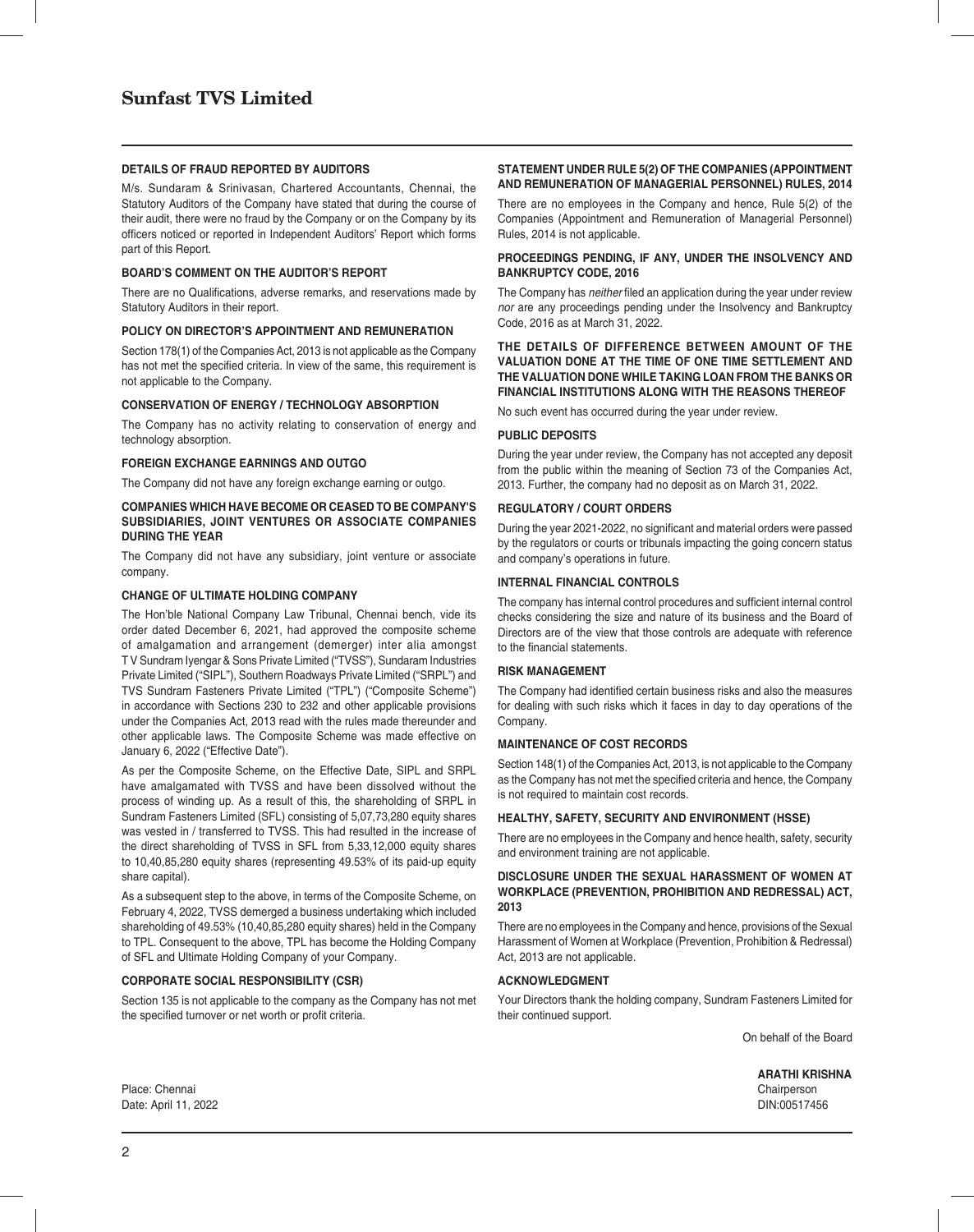## DETAILS OF FRAUD REPORTED BY AUDITORS

M/s. Sundaram & Srinivasan, Chartered Accountants, Chennai, the Statutory Auditors of the Company have stated that during the course of their audit, there were no fraud by the Company or on the Company by its officers noticed or reported in Independent Auditors' Report which forms part of this Report.

## BOARD'S COMMENT ON THE AUDITOR'S REPORT

There are no Qualifications, adverse remarks, and reservations made by Statutory Auditors in their report.

## POLICY ON DIRECTOR'S APPOINTMENT AND REMUNERATION

Section 178(1) of the Companies Act, 2013 is not applicable as the Company has not met the specified criteria. In view of the same, this requirement is not applicable to the Company.

## CONSERVATION OF ENERGY / TECHNOLOGY ABSORPTION

The Company has no activity relating to conservation of energy and technology absorption.

## FOREIGN EXCHANGE EARNINGS AND OUTGO

The Company did not have any foreign exchange earning or outgo.

## COMPANIES WHICH HAVE BECOME OR CEASED TO BE COMPANY'S SUBSIDIARIES, JOINT VENTURES OR ASSOCIATE COMPANIES DURING THE YEAR

The Company did not have any subsidiary, joint venture or associate company.

## CHANGE OF ULTIMATE HOLDING COMPANY

The Hon'ble National Company Law Tribunal, Chennai bench, vide its order dated December 6, 2021, had approved the composite scheme of amalgamation and arrangement (demerger) inter alia amongst T V Sundram Iyengar & Sons Private Limited ("TVSS"), Sundaram Industries Private Limited ("SIPL"), Southern Roadways Private Limited ("SRPL") and TVS Sundram Fasteners Private Limited ("TPL") ("Composite Scheme") in accordance with Sections 230 to 232 and other applicable provisions under the Companies Act, 2013 read with the rules made thereunder and other applicable laws. The Composite Scheme was made effective on January 6, 2022 ("Effective Date").

As per the Composite Scheme, on the Effective Date, SIPL and SRPL have amalgamated with TVSS and have been dissolved without the process of winding up. As a result of this, the shareholding of SRPL in Sundram Fasteners Limited (SFL) consisting of 5,07,73,280 equity shares was vested in / transferred to TVSS. This had resulted in the increase of the direct shareholding of TVSS in SFL from 5,33,12,000 equity shares to 10,40,85,280 equity shares (representing 49.53% of its paid-up equity share capital).

As a subsequent step to the above, in terms of the Composite Scheme, on February 4, 2022, TVSS demerged a business undertaking which included shareholding of 49.53% (10,40,85,280 equity shares) held in the Company to TPL. Consequent to the above, TPL has become the Holding Company of SFL and Ultimate Holding Company of your Company.

## CORPORATE SOCIAL RESPONSIBILITY (CSR)

Section 135 is not applicable to the company as the Company has not met the specified turnover or net worth or profit criteria.

## STATEMENT UNDER RULE 5(2) OF THE COMPANIES (APPOINTMENT AND REMUNERATION OF MANAGERIAL PERSONNEL) RULES, 2014

There are no employees in the Company and hence, Rule 5(2) of the Companies (Appointment and Remuneration of Managerial Personnel) Rules, 2014 is not applicable.

## PROCEEDINGS PENDING, IF ANY, UNDER THE INSOLVENCY AND BANKRUPTCY CODE, 2016

The Company has *neither* filed an application during the year under review *nor* are any proceedings pending under the Insolvency and Bankruptcy Code, 2016 as at March 31, 2022.

## THE DETAILS OF DIFFERENCE BETWEEN AMOUNT OF THE VALUATION DONE AT THE TIME OF ONE TIME SETTLEMENT AND THE VALUATION DONE WHILE TAKING LOAN FROM THE BANKS OR FINANCIAL INSTITUTIONS ALONG WITH THE REASONS THEREOF

No such event has occurred during the year under review.

## PUBLIC DEPOSITS

During the year under review, the Company has not accepted any deposit from the public within the meaning of Section 73 of the Companies Act, 2013. Further, the company had no deposit as on March 31, 2022.

## REGULATORY / COURT ORDERS

During the year 2021-2022, no significant and material orders were passed by the regulators or courts or tribunals impacting the going concern status and company's operations in future.

## INTERNAL FINANCIAL CONTROLS

The company has internal control procedures and sufficient internal control checks considering the size and nature of its business and the Board of Directors are of the view that those controls are adequate with reference to the financial statements.

## RISK MANAGEMENT

The Company had identified certain business risks and also the measures for dealing with such risks which it faces in day to day operations of the Company.

## MAINTENANCE OF COST RECORDS

Section 148(1) of the Companies Act, 2013, is not applicable to the Company as the Company has not met the specified criteria and hence, the Company is not required to maintain cost records.

## HEALTHY, SAFETY, SECURITY AND ENVIRONMENT (HSSE)

There are no employees in the Company and hence health, safety, security and environment training are not applicable.

## DISCLOSURE UNDER THE SEXUAL HARASSMENT OF WOMEN AT WORKPLACE (PREVENTION, PROHIBITION AND REDRESSAL) ACT, 2013

There are no employees in the Company and hence, provisions of the Sexual Harassment of Women at Workplace (Prevention, Prohibition & Redressal) Act, 2013 are not applicable.

## ACKNOWLEDGMENT

Your Directors thank the holding company, Sundram Fasteners Limited for their continued support.

On behalf of the Board

**ARATHI KRISHNA**
Chairperson
DIN:00517456

Place: Chennai
Date: April 11, 2022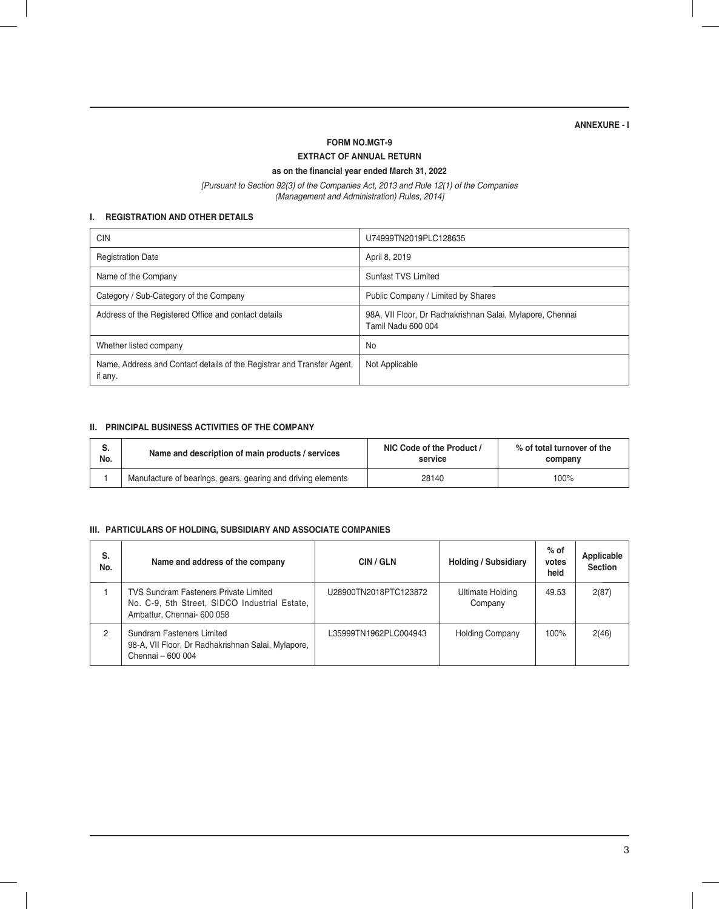**ANNEXURE - I**

## FORM NO.MGT-9

### EXTRACT OF ANNUAL RETURN

**as on the financial year ended March 31, 2022**

*[Pursuant to Section 92(3) of the Companies Act, 2013 and Rule 12(1) of the Companies (Management and Administration) Rules, 2014]*

### I. REGISTRATION AND OTHER DETAILS

| | |
|---|---|
| CIN | U74999TN2019PLC128635 |
| Registration Date | April 8, 2019 |
| Name of the Company | Sunfast TVS Limited |
| Category / Sub-Category of the Company | Public Company / Limited by Shares |
| Address of the Registered Office and contact details | 98A, VII Floor, Dr Radhakrishnan Salai, Mylapore, Chennai Tamil Nadu 600 004 |
| Whether listed company | No |
| Name, Address and Contact details of the Registrar and Transfer Agent, if any. | Not Applicable |

### II. PRINCIPAL BUSINESS ACTIVITIES OF THE COMPANY

| S. No. | Name and description of main products / services | NIC Code of the Product / service | % of total turnover of the company |
|---|---|---|---|
| 1 | Manufacture of bearings, gears, gearing and driving elements | 28140 | 100% |

### III. PARTICULARS OF HOLDING, SUBSIDIARY AND ASSOCIATE COMPANIES

| S. No. | Name and address of the company | CIN / GLN | Holding / Subsidiary | % of votes held | Applicable Section |
|---|---|---|---|---|---|
| 1 | TVS Sundram Fasteners Private Limited No. C-9, 5th Street, SIDCO Industrial Estate, Ambattur, Chennai- 600 058 | U28900TN2018PTC123872 | Ultimate Holding Company | 49.53 | 2(87) |
| 2 | Sundram Fasteners Limited 98-A, VII Floor, Dr Radhakrishnan Salai, Mylapore, Chennai – 600 004 | L35999TN1962PLC004943 | Holding Company | 100% | 2(46) |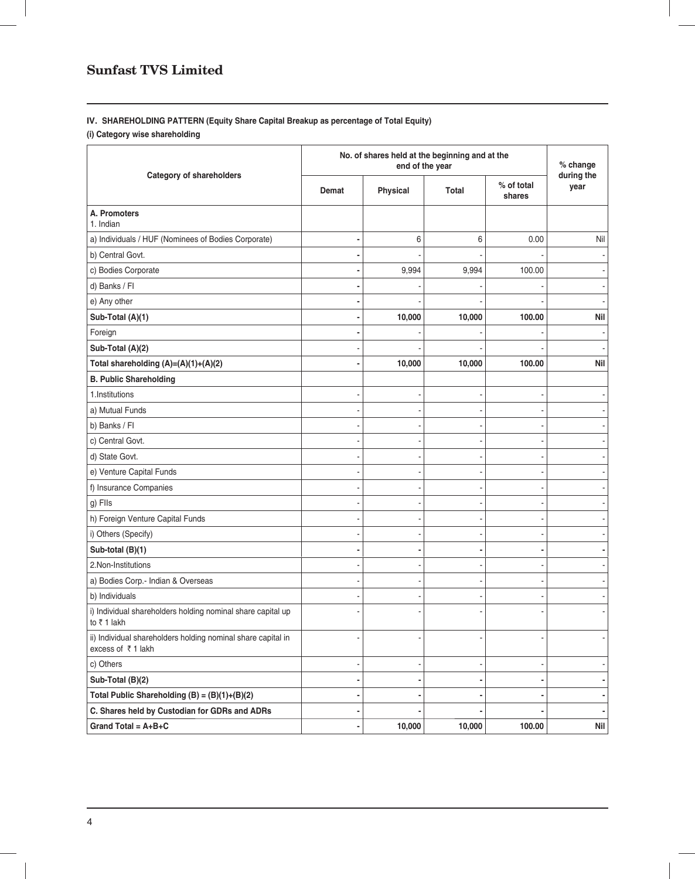## IV. SHAREHOLDING PATTERN (Equity Share Capital Breakup as percentage of Total Equity)

### (i) Category wise shareholding

| Category of shareholders | No. of shares held at the beginning and at the end of the year | | | | % change during the year |
|---|---|---|---|---|---|
| | Demat | Physical | Total | % of total shares | |
| **A. Promoters** 1. Indian | | | | | |
| a) Individuals / HUF (Nominees of Bodies Corporate) | - | 6 | 6 | 0.00 | Nil |
| b) Central Govt. | - | - | - | - | - |
| c) Bodies Corporate | - | 9,994 | 9,994 | 100.00 | - |
| d) Banks / FI | - | - | - | - | - |
| e) Any other | - | - | - | - | - |
| **Sub-Total (A)(1)** | - | **10,000** | **10,000** | **100.00** | **Nil** |
| Foreign | - | - | - | - | - |
| **Sub-Total (A)(2)** | - | - | - | - | - |
| **Total shareholding (A)=(A)(1)+(A)(2)** | - | **10,000** | **10,000** | **100.00** | **Nil** |
| **B. Public Shareholding** | | | | | |
| 1.Institutions | - | - | - | - | - |
| a) Mutual Funds | - | - | - | - | - |
| b) Banks / FI | - | - | - | - | - |
| c) Central Govt. | - | - | - | - | - |
| d) State Govt. | - | - | - | - | - |
| e) Venture Capital Funds | - | - | - | - | - |
| f) Insurance Companies | - | - | - | - | - |
| g) FIIs | - | - | - | - | - |
| h) Foreign Venture Capital Funds | - | - | - | - | - |
| i) Others (Specify) | - | - | - | - | - |
| **Sub-total (B)(1)** | - | - | - | - | - |
| 2.Non-Institutions | - | - | - | - | - |
| a) Bodies Corp.- Indian & Overseas | - | - | - | - | - |
| b) Individuals | - | - | - | - | - |
| i) Individual shareholders holding nominal share capital up to ₹ 1 lakh | - | - | - | - | - |
| ii) Individual shareholders holding nominal share capital in excess of ₹ 1 lakh | - | - | - | - | - |
| c) Others | - | - | - | - | - |
| **Sub-Total (B)(2)** | - | - | - | - | - |
| **Total Public Shareholding (B) = (B)(1)+(B)(2)** | - | - | - | - | - |
| **C. Shares held by Custodian for GDRs and ADRs** | - | - | - | - | - |
| **Grand Total = A+B+C** | - | **10,000** | **10,000** | **100.00** | **Nil** |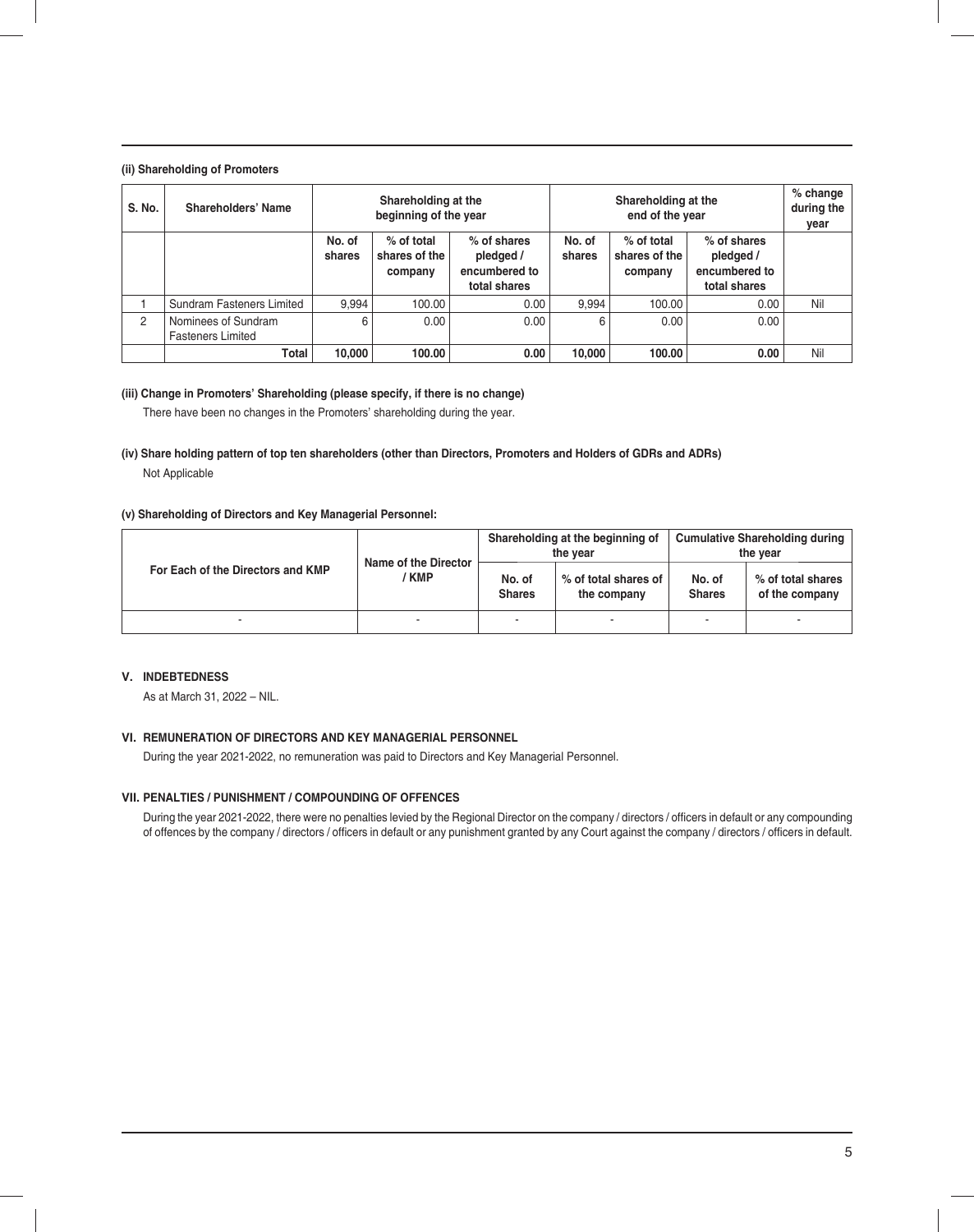**(ii) Shareholding of Promoters**

| S. No. | Shareholders' Name | Shareholding at the beginning of the year | | | Shareholding at the end of the year | | | % change during the year |
|---|---|---|---|---|---|---|---|---|
| | | No. of shares | % of total shares of the company | % of shares pledged / encumbered to total shares | No. of shares | % of total shares of the company | % of shares pledged / encumbered to total shares | |
| 1 | Sundram Fasteners Limited | 9,994 | 100.00 | 0.00 | 9,994 | 100.00 | 0.00 | Nil |
| 2 | Nominees of Sundram Fasteners Limited | 6 | 0.00 | 0.00 | 6 | 0.00 | 0.00 | |
| | **Total** | **10,000** | **100.00** | **0.00** | **10,000** | **100.00** | **0.00** | Nil |

**(iii) Change in Promoters' Shareholding (please specify, if there is no change)**

There have been no changes in the Promoters' shareholding during the year.

**(iv) Share holding pattern of top ten shareholders (other than Directors, Promoters and Holders of GDRs and ADRs)**

Not Applicable

**(v) Shareholding of Directors and Key Managerial Personnel:**

| For Each of the Directors and KMP | Name of the Director / KMP | Shareholding at the beginning of the year | | Cumulative Shareholding during the year | |
|---|---|---|---|---|---|
| | | No. of Shares | % of total shares of the company | No. of Shares | % of total shares of the company |
| - | - | - | - | - | - |

**V. INDEBTEDNESS**

As at March 31, 2022 – NIL.

**VI. REMUNERATION OF DIRECTORS AND KEY MANAGERIAL PERSONNEL**

During the year 2021-2022, no remuneration was paid to Directors and Key Managerial Personnel.

**VII. PENALTIES / PUNISHMENT / COMPOUNDING OF OFFENCES**

During the year 2021-2022, there were no penalties levied by the Regional Director on the company / directors / officers in default or any compounding of offences by the company / directors / officers in default or any punishment granted by any Court against the company / directors / officers in default.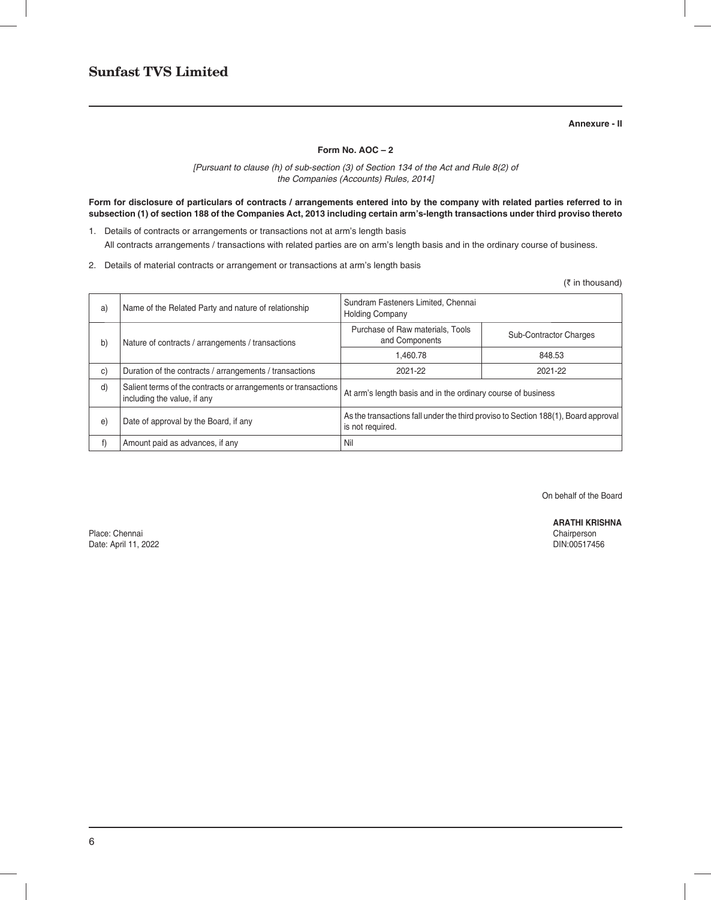Annexure - II

**Form No. AOC – 2**

*[Pursuant to clause (h) of sub-section (3) of Section 134 of the Act and Rule 8(2) of the Companies (Accounts) Rules, 2014]*

**Form for disclosure of particulars of contracts / arrangements entered into by the company with related parties referred to in subsection (1) of section 188 of the Companies Act, 2013 including certain arm's-length transactions under third proviso thereto**

1. Details of contracts or arrangements or transactions not at arm's length basis

   All contracts arrangements / transactions with related parties are on arm's length basis and in the ordinary course of business.

2. Details of material contracts or arrangement or transactions at arm's length basis

(₹ in thousand)

| | | | |
|---|---|---|---|
| a) | Name of the Related Party and nature of relationship | Sundram Fasteners Limited, Chennai Holding Company | |
| b) | Nature of contracts / arrangements / transactions | Purchase of Raw materials, Tools and Components | Sub-Contractor Charges |
| | | 1,460.78 | 848.53 |
| c) | Duration of the contracts / arrangements / transactions | 2021-22 | 2021-22 |
| d) | Salient terms of the contracts or arrangements or transactions including the value, if any | At arm's length basis and in the ordinary course of business | |
| e) | Date of approval by the Board, if any | As the transactions fall under the third proviso to Section 188(1), Board approval is not required. | |
| f) | Amount paid as advances, if any | Nil | |

On behalf of the Board

**ARATHI KRISHNA**
Chairperson
DIN:00517456

Place: Chennai
Date: April 11, 2022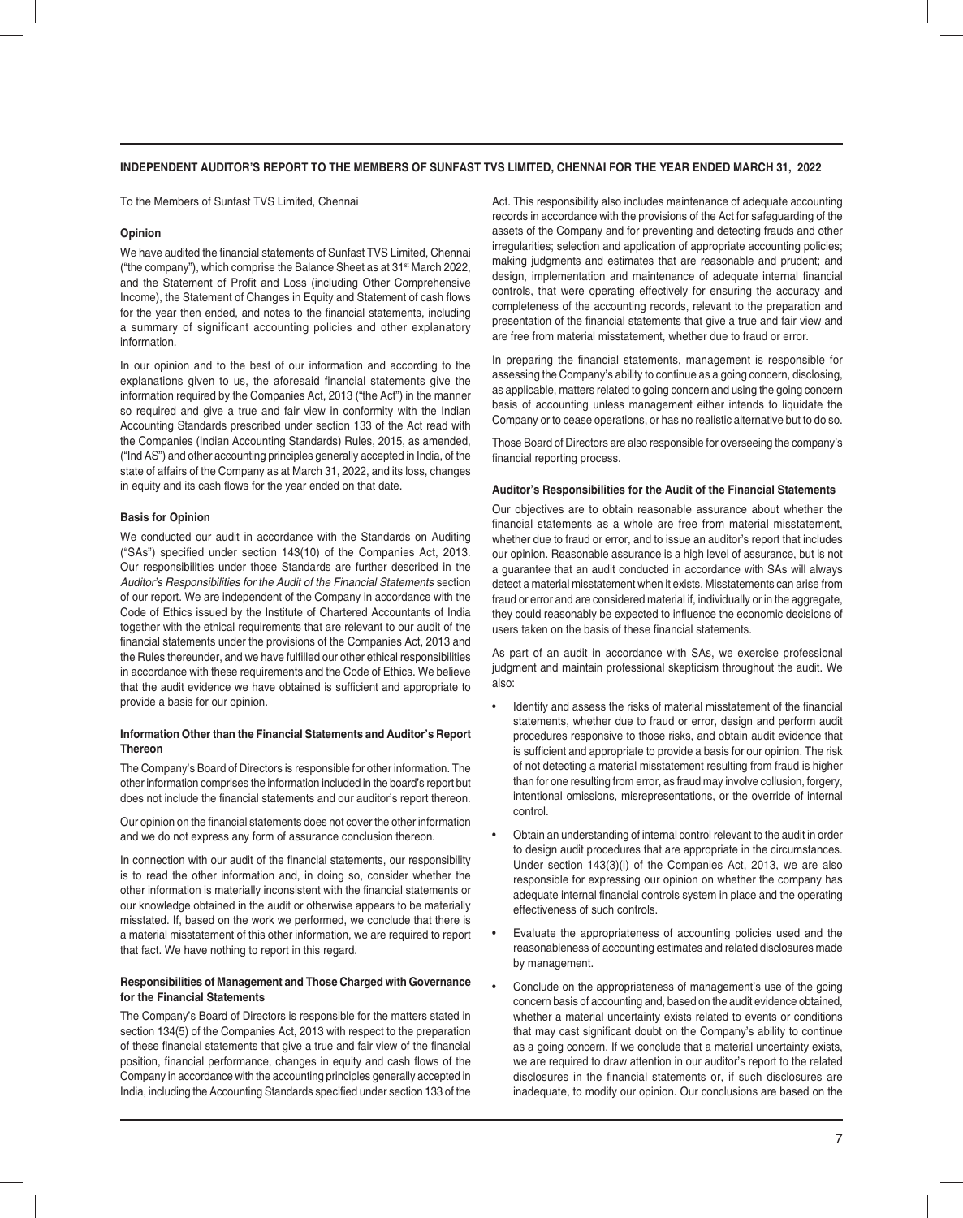## INDEPENDENT AUDITOR'S REPORT TO THE MEMBERS OF SUNFAST TVS LIMITED, CHENNAI FOR THE YEAR ENDED MARCH 31, 2022

To the Members of Sunfast TVS Limited, Chennai

### Opinion

We have audited the financial statements of Sunfast TVS Limited, Chennai ("the company"), which comprise the Balance Sheet as at 31st March 2022, and the Statement of Profit and Loss (including Other Comprehensive Income), the Statement of Changes in Equity and Statement of cash flows for the year then ended, and notes to the financial statements, including a summary of significant accounting policies and other explanatory information.

In our opinion and to the best of our information and according to the explanations given to us, the aforesaid financial statements give the information required by the Companies Act, 2013 ("the Act") in the manner so required and give a true and fair view in conformity with the Indian Accounting Standards prescribed under section 133 of the Act read with the Companies (Indian Accounting Standards) Rules, 2015, as amended, ("Ind AS") and other accounting principles generally accepted in India, of the state of affairs of the Company as at March 31, 2022, and its loss, changes in equity and its cash flows for the year ended on that date.

### Basis for Opinion

We conducted our audit in accordance with the Standards on Auditing ("SAs") specified under section 143(10) of the Companies Act, 2013. Our responsibilities under those Standards are further described in the *Auditor's Responsibilities for the Audit of the Financial Statements* section of our report. We are independent of the Company in accordance with the Code of Ethics issued by the Institute of Chartered Accountants of India together with the ethical requirements that are relevant to our audit of the financial statements under the provisions of the Companies Act, 2013 and the Rules thereunder, and we have fulfilled our other ethical responsibilities in accordance with these requirements and the Code of Ethics. We believe that the audit evidence we have obtained is sufficient and appropriate to provide a basis for our opinion.

### Information Other than the Financial Statements and Auditor's Report Thereon

The Company's Board of Directors is responsible for other information. The other information comprises the information included in the board's report but does not include the financial statements and our auditor's report thereon.

Our opinion on the financial statements does not cover the other information and we do not express any form of assurance conclusion thereon.

In connection with our audit of the financial statements, our responsibility is to read the other information and, in doing so, consider whether the other information is materially inconsistent with the financial statements or our knowledge obtained in the audit or otherwise appears to be materially misstated. If, based on the work we performed, we conclude that there is a material misstatement of this other information, we are required to report that fact. We have nothing to report in this regard.

### Responsibilities of Management and Those Charged with Governance for the Financial Statements

The Company's Board of Directors is responsible for the matters stated in section 134(5) of the Companies Act, 2013 with respect to the preparation of these financial statements that give a true and fair view of the financial position, financial performance, changes in equity and cash flows of the Company in accordance with the accounting principles generally accepted in India, including the Accounting Standards specified under section 133 of the Act. This responsibility also includes maintenance of adequate accounting records in accordance with the provisions of the Act for safeguarding of the assets of the Company and for preventing and detecting frauds and other irregularities; selection and application of appropriate accounting policies; making judgments and estimates that are reasonable and prudent; and design, implementation and maintenance of adequate internal financial controls, that were operating effectively for ensuring the accuracy and completeness of the accounting records, relevant to the preparation and presentation of the financial statements that give a true and fair view and are free from material misstatement, whether due to fraud or error.

In preparing the financial statements, management is responsible for assessing the Company's ability to continue as a going concern, disclosing, as applicable, matters related to going concern and using the going concern basis of accounting unless management either intends to liquidate the Company or to cease operations, or has no realistic alternative but to do so.

Those Board of Directors are also responsible for overseeing the company's financial reporting process.

### Auditor's Responsibilities for the Audit of the Financial Statements

Our objectives are to obtain reasonable assurance about whether the financial statements as a whole are free from material misstatement, whether due to fraud or error, and to issue an auditor's report that includes our opinion. Reasonable assurance is a high level of assurance, but is not a guarantee that an audit conducted in accordance with SAs will always detect a material misstatement when it exists. Misstatements can arise from fraud or error and are considered material if, individually or in the aggregate, they could reasonably be expected to influence the economic decisions of users taken on the basis of these financial statements.

As part of an audit in accordance with SAs, we exercise professional judgment and maintain professional skepticism throughout the audit. We also:

- Identify and assess the risks of material misstatement of the financial statements, whether due to fraud or error, design and perform audit procedures responsive to those risks, and obtain audit evidence that is sufficient and appropriate to provide a basis for our opinion. The risk of not detecting a material misstatement resulting from fraud is higher than for one resulting from error, as fraud may involve collusion, forgery, intentional omissions, misrepresentations, or the override of internal control.
- Obtain an understanding of internal control relevant to the audit in order to design audit procedures that are appropriate in the circumstances. Under section 143(3)(i) of the Companies Act, 2013, we are also responsible for expressing our opinion on whether the company has adequate internal financial controls system in place and the operating effectiveness of such controls.
- Evaluate the appropriateness of accounting policies used and the reasonableness of accounting estimates and related disclosures made by management.
- Conclude on the appropriateness of management's use of the going concern basis of accounting and, based on the audit evidence obtained, whether a material uncertainty exists related to events or conditions that may cast significant doubt on the Company's ability to continue as a going concern. If we conclude that a material uncertainty exists, we are required to draw attention in our auditor's report to the related disclosures in the financial statements or, if such disclosures are inadequate, to modify our opinion. Our conclusions are based on the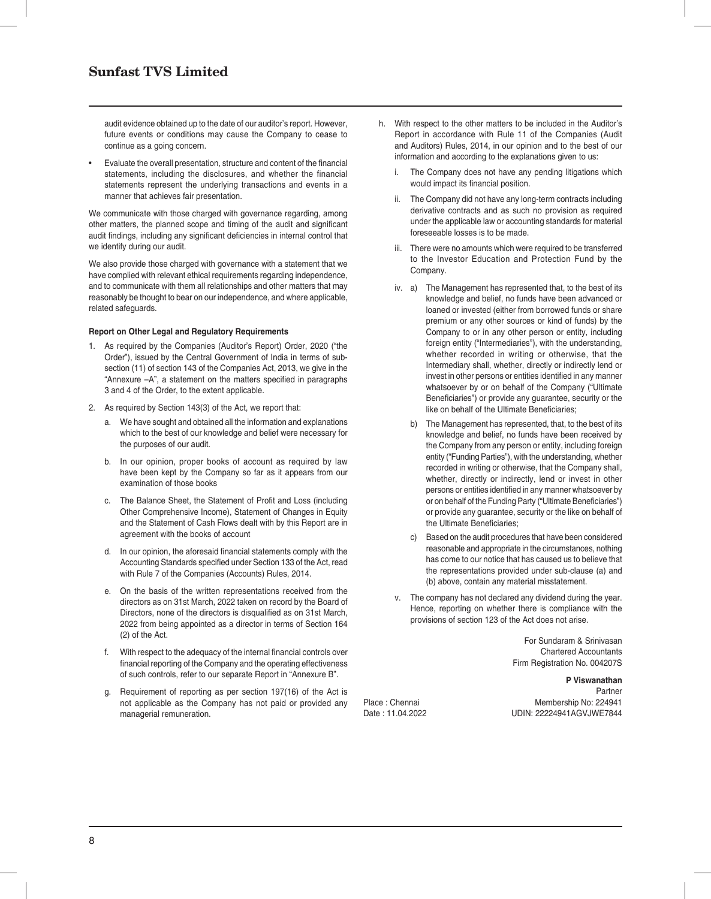audit evidence obtained up to the date of our auditor's report. However, future events or conditions may cause the Company to cease to continue as a going concern.

- Evaluate the overall presentation, structure and content of the financial statements, including the disclosures, and whether the financial statements represent the underlying transactions and events in a manner that achieves fair presentation.

We communicate with those charged with governance regarding, among other matters, the planned scope and timing of the audit and significant audit findings, including any significant deficiencies in internal control that we identify during our audit.

We also provide those charged with governance with a statement that we have complied with relevant ethical requirements regarding independence, and to communicate with them all relationships and other matters that may reasonably be thought to bear on our independence, and where applicable, related safeguards.

**Report on Other Legal and Regulatory Requirements**

1. As required by the Companies (Auditor's Report) Order, 2020 ("the Order"), issued by the Central Government of India in terms of sub-section (11) of section 143 of the Companies Act, 2013, we give in the "Annexure –A", a statement on the matters specified in paragraphs 3 and 4 of the Order, to the extent applicable.

2. As required by Section 143(3) of the Act, we report that:

   a. We have sought and obtained all the information and explanations which to the best of our knowledge and belief were necessary for the purposes of our audit.

   b. In our opinion, proper books of account as required by law have been kept by the Company so far as it appears from our examination of those books

   c. The Balance Sheet, the Statement of Profit and Loss (including Other Comprehensive Income), Statement of Changes in Equity and the Statement of Cash Flows dealt with by this Report are in agreement with the books of account

   d. In our opinion, the aforesaid financial statements comply with the Accounting Standards specified under Section 133 of the Act, read with Rule 7 of the Companies (Accounts) Rules, 2014.

   e. On the basis of the written representations received from the directors as on 31st March, 2022 taken on record by the Board of Directors, none of the directors is disqualified as on 31st March, 2022 from being appointed as a director in terms of Section 164 (2) of the Act.

   f. With respect to the adequacy of the internal financial controls over financial reporting of the Company and the operating effectiveness of such controls, refer to our separate Report in "Annexure B".

   g. Requirement of reporting as per section 197(16) of the Act is not applicable as the Company has not paid or provided any managerial remuneration.

   h. With respect to the other matters to be included in the Auditor's Report in accordance with Rule 11 of the Companies (Audit and Auditors) Rules, 2014, in our opinion and to the best of our information and according to the explanations given to us:

      i. The Company does not have any pending litigations which would impact its financial position.

      ii. The Company did not have any long-term contracts including derivative contracts and as such no provision as required under the applicable law or accounting standards for material foreseeable losses is to be made.

      iii. There were no amounts which were required to be transferred to the Investor Education and Protection Fund by the Company.

      iv. a) The Management has represented that, to the best of its knowledge and belief, no funds have been advanced or loaned or invested (either from borrowed funds or share premium or any other sources or kind of funds) by the Company to or in any other person or entity, including foreign entity ("Intermediaries"), with the understanding, whether recorded in writing or otherwise, that the Intermediary shall, whether, directly or indirectly lend or invest in other persons or entities identified in any manner whatsoever by or on behalf of the Company ("Ultimate Beneficiaries") or provide any guarantee, security or the like on behalf of the Ultimate Beneficiaries;

      b) The Management has represented, that, to the best of its knowledge and belief, no funds have been received by the Company from any person or entity, including foreign entity ("Funding Parties"), with the understanding, whether recorded in writing or otherwise, that the Company shall, whether, directly or indirectly, lend or invest in other persons or entities identified in any manner whatsoever by or on behalf of the Funding Party ("Ultimate Beneficiaries") or provide any guarantee, security or the like on behalf of the Ultimate Beneficiaries;

      c) Based on the audit procedures that have been considered reasonable and appropriate in the circumstances, nothing has come to our notice that has caused us to believe that the representations provided under sub-clause (a) and (b) above, contain any material misstatement.

      v. The company has not declared any dividend during the year. Hence, reporting on whether there is compliance with the provisions of section 123 of the Act does not arise.

For Sundaram & Srinivasan
Chartered Accountants
Firm Registration No. 004207S

**P Viswanathan**
Partner
Membership No: 224941
UDIN: 22224941AGVJWE7844

Place : Chennai
Date : 11.04.2022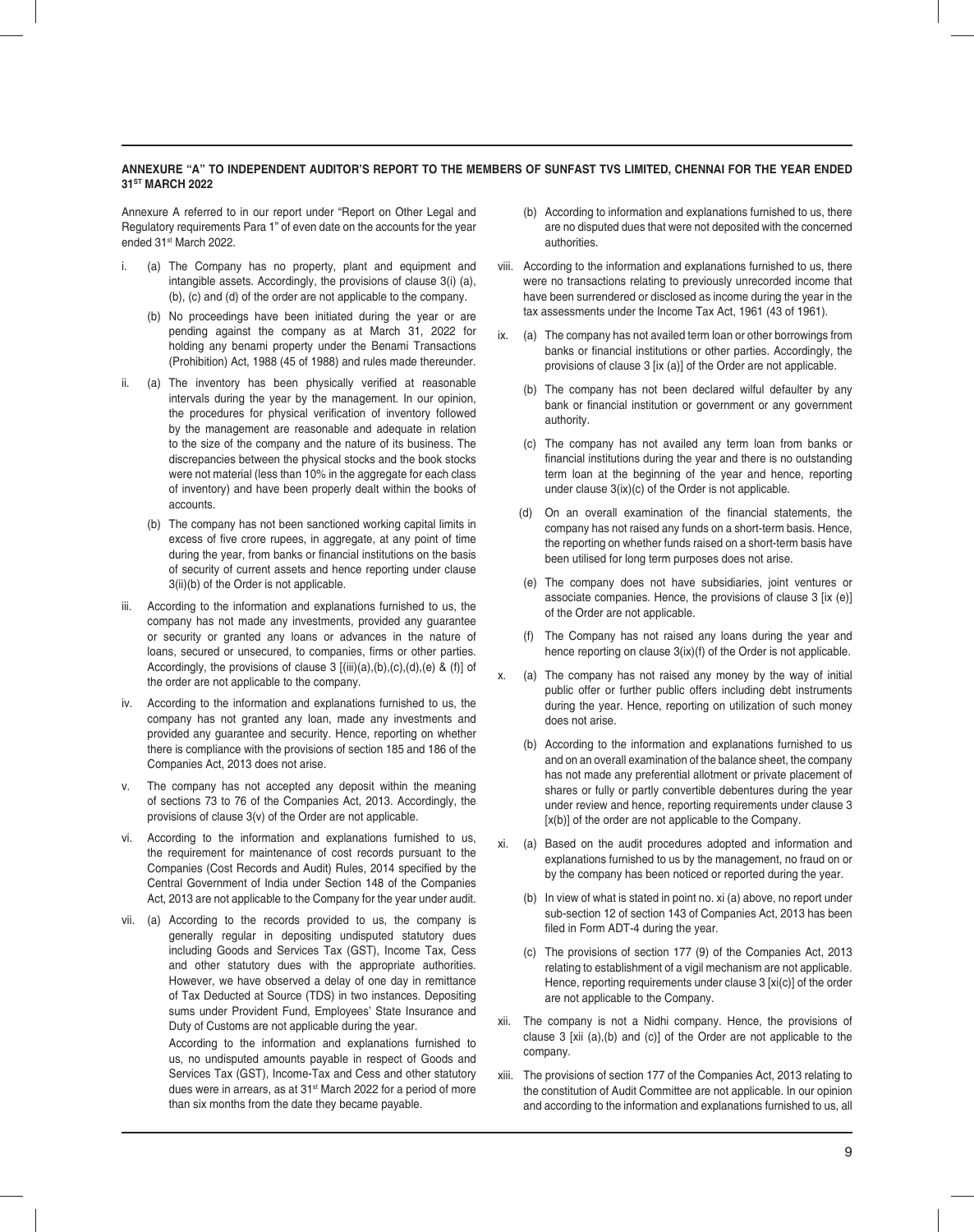**ANNEXURE "A" TO INDEPENDENT AUDITOR'S REPORT TO THE MEMBERS OF SUNFAST TVS LIMITED, CHENNAI FOR THE YEAR ENDED 31ST MARCH 2022**

Annexure A referred to in our report under "Report on Other Legal and Regulatory requirements Para 1" of even date on the accounts for the year ended 31st March 2022.

i. (a) The Company has no property, plant and equipment and intangible assets. Accordingly, the provisions of clause 3(i) (a), (b), (c) and (d) of the order are not applicable to the company.

   (b) No proceedings have been initiated during the year or are pending against the company as at March 31, 2022 for holding any benami property under the Benami Transactions (Prohibition) Act, 1988 (45 of 1988) and rules made thereunder.

ii. (a) The inventory has been physically verified at reasonable intervals during the year by the management. In our opinion, the procedures for physical verification of inventory followed by the management are reasonable and adequate in relation to the size of the company and the nature of its business. The discrepancies between the physical stocks and the book stocks were not material (less than 10% in the aggregate for each class of inventory) and have been properly dealt within the books of accounts.

   (b) The company has not been sanctioned working capital limits in excess of five crore rupees, in aggregate, at any point of time during the year, from banks or financial institutions on the basis of security of current assets and hence reporting under clause 3(ii)(b) of the Order is not applicable.

iii. According to the information and explanations furnished to us, the company has not made any investments, provided any guarantee or security or granted any loans or advances in the nature of loans, secured or unsecured, to companies, firms or other parties. Accordingly, the provisions of clause 3 [(iii)(a),(b),(c),(d),(e) & (f)] of the order are not applicable to the company.

iv. According to the information and explanations furnished to us, the company has not granted any loan, made any investments and provided any guarantee and security. Hence, reporting on whether there is compliance with the provisions of section 185 and 186 of the Companies Act, 2013 does not arise.

v. The company has not accepted any deposit within the meaning of sections 73 to 76 of the Companies Act, 2013. Accordingly, the provisions of clause 3(v) of the Order are not applicable.

vi. According to the information and explanations furnished to us, the requirement for maintenance of cost records pursuant to the Companies (Cost Records and Audit) Rules, 2014 specified by the Central Government of India under Section 148 of the Companies Act, 2013 are not applicable to the Company for the year under audit.

vii. (a) According to the records provided to us, the company is generally regular in depositing undisputed statutory dues including Goods and Services Tax (GST), Income Tax, Cess and other statutory dues with the appropriate authorities. However, we have observed a delay of one day in remittance of Tax Deducted at Source (TDS) in two instances. Depositing sums under Provident Fund, Employees' State Insurance and Duty of Customs are not applicable during the year.

   According to the information and explanations furnished to us, no undisputed amounts payable in respect of Goods and Services Tax (GST), Income-Tax and Cess and other statutory dues were in arrears, as at 31st March 2022 for a period of more than six months from the date they became payable.

   (b) According to information and explanations furnished to us, there are no disputed dues that were not deposited with the concerned authorities.

viii. According to the information and explanations furnished to us, there were no transactions relating to previously unrecorded income that have been surrendered or disclosed as income during the year in the tax assessments under the Income Tax Act, 1961 (43 of 1961).

ix. (a) The company has not availed term loan or other borrowings from banks or financial institutions or other parties. Accordingly, the provisions of clause 3 [ix (a)] of the Order are not applicable.

   (b) The company has not been declared wilful defaulter by any bank or financial institution or government or any government authority.

   (c) The company has not availed any term loan from banks or financial institutions during the year and there is no outstanding term loan at the beginning of the year and hence, reporting under clause 3(ix)(c) of the Order is not applicable.

   (d) On an overall examination of the financial statements, the company has not raised any funds on a short-term basis. Hence, the reporting on whether funds raised on a short-term basis have been utilised for long term purposes does not arise.

   (e) The company does not have subsidiaries, joint ventures or associate companies. Hence, the provisions of clause 3 [ix (e)] of the Order are not applicable.

   (f) The Company has not raised any loans during the year and hence reporting on clause 3(ix)(f) of the Order is not applicable.

x. (a) The company has not raised any money by the way of initial public offer or further public offers including debt instruments during the year. Hence, reporting on utilization of such money does not arise.

   (b) According to the information and explanations furnished to us and on an overall examination of the balance sheet, the company has not made any preferential allotment or private placement of shares or fully or partly convertible debentures during the year under review and hence, reporting requirements under clause 3 [x(b)] of the order are not applicable to the Company.

xi. (a) Based on the audit procedures adopted and information and explanations furnished to us by the management, no fraud on or by the company has been noticed or reported during the year.

   (b) In view of what is stated in point no. xi (a) above, no report under sub-section 12 of section 143 of Companies Act, 2013 has been filed in Form ADT-4 during the year.

   (c) The provisions of section 177 (9) of the Companies Act, 2013 relating to establishment of a vigil mechanism are not applicable. Hence, reporting requirements under clause 3 [xi(c)] of the order are not applicable to the Company.

xii. The company is not a Nidhi company. Hence, the provisions of clause 3 [xii (a),(b) and (c)] of the Order are not applicable to the company.

xiii. The provisions of section 177 of the Companies Act, 2013 relating to the constitution of Audit Committee are not applicable. In our opinion and according to the information and explanations furnished to us, all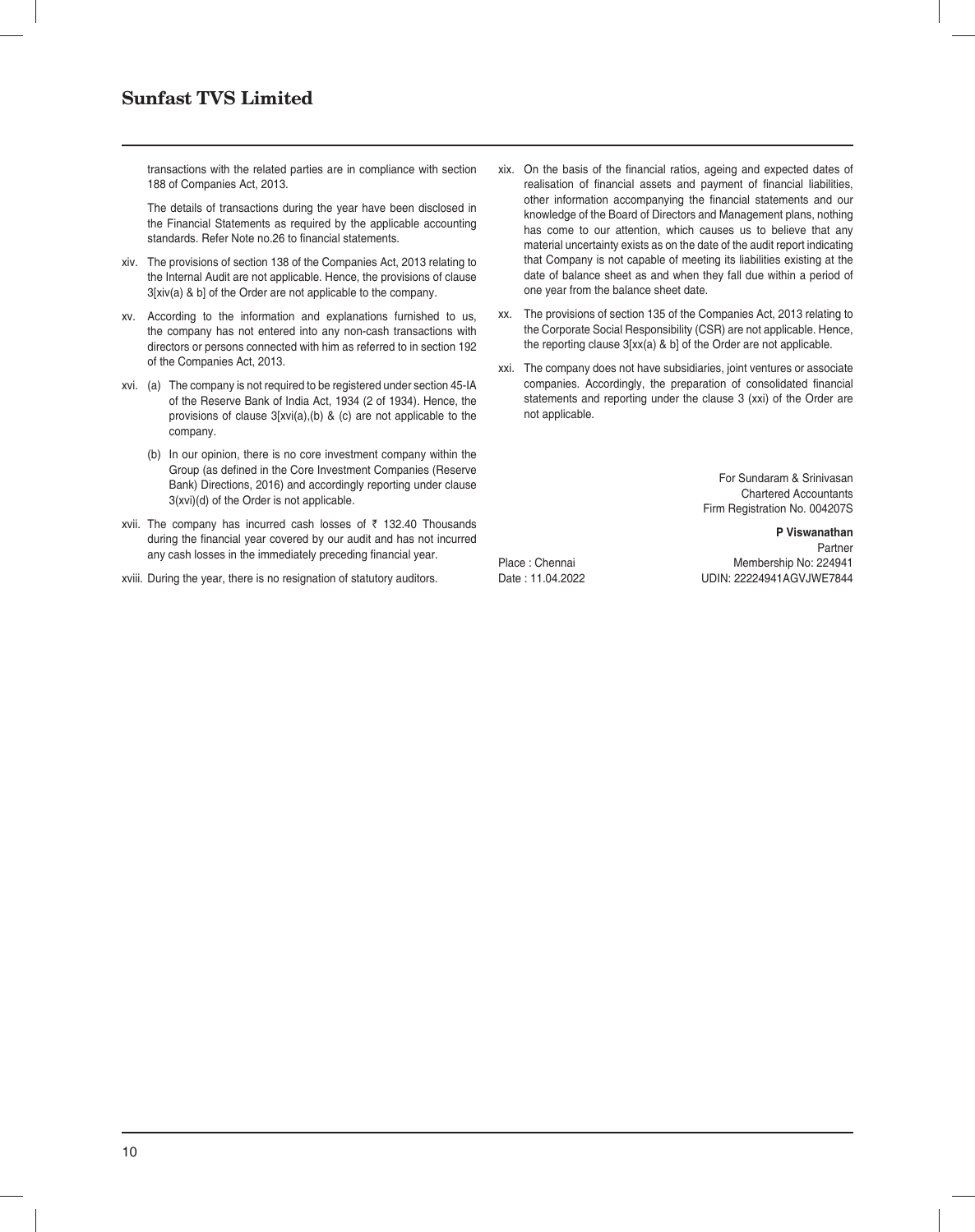transactions with the related parties are in compliance with section 188 of Companies Act, 2013.

The details of transactions during the year have been disclosed in the Financial Statements as required by the applicable accounting standards. Refer Note no.26 to financial statements.

xiv. The provisions of section 138 of the Companies Act, 2013 relating to the Internal Audit are not applicable. Hence, the provisions of clause 3[xiv(a) & b] of the Order are not applicable to the company.

xv. According to the information and explanations furnished to us, the company has not entered into any non-cash transactions with directors or persons connected with him as referred to in section 192 of the Companies Act, 2013.

xvi. (a) The company is not required to be registered under section 45-IA of the Reserve Bank of India Act, 1934 (2 of 1934). Hence, the provisions of clause 3[xvi(a),(b) & (c) are not applicable to the company.

(b) In our opinion, there is no core investment company within the Group (as defined in the Core Investment Companies (Reserve Bank) Directions, 2016) and accordingly reporting under clause 3(xvi)(d) of the Order is not applicable.

xvii. The company has incurred cash losses of ₹ 132.40 Thousands during the financial year covered by our audit and has not incurred any cash losses in the immediately preceding financial year.

xviii. During the year, there is no resignation of statutory auditors.

xix. On the basis of the financial ratios, ageing and expected dates of realisation of financial assets and payment of financial liabilities, other information accompanying the financial statements and our knowledge of the Board of Directors and Management plans, nothing has come to our attention, which causes us to believe that any material uncertainty exists as on the date of the audit report indicating that Company is not capable of meeting its liabilities existing at the date of balance sheet as and when they fall due within a period of one year from the balance sheet date.

xx. The provisions of section 135 of the Companies Act, 2013 relating to the Corporate Social Responsibility (CSR) are not applicable. Hence, the reporting clause 3[xx(a) & b] of the Order are not applicable.

xxi. The company does not have subsidiaries, joint ventures or associate companies. Accordingly, the preparation of consolidated financial statements and reporting under the clause 3 (xxi) of the Order are not applicable.

For Sundaram & Srinivasan
Chartered Accountants
Firm Registration No. 004207S

**P Viswanathan**
Partner
Membership No: 224941
UDIN: 22224941AGVJWE7844

Place : Chennai
Date : 11.04.2022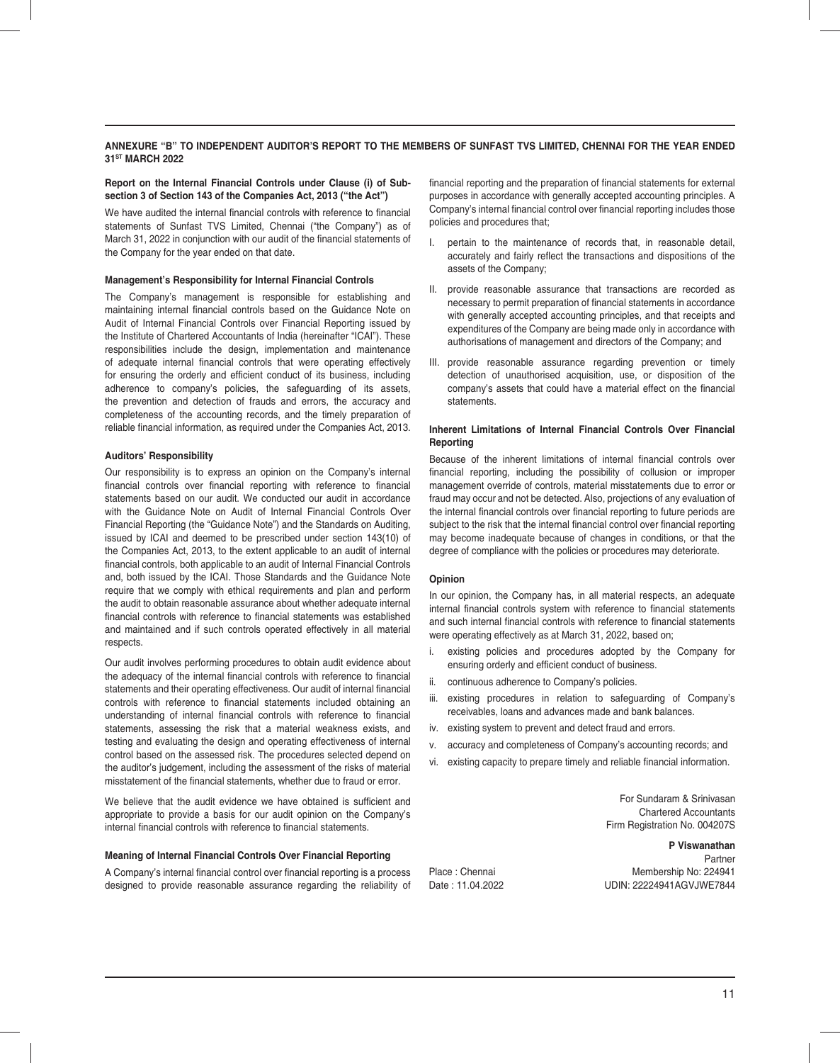## ANNEXURE "B" TO INDEPENDENT AUDITOR'S REPORT TO THE MEMBERS OF SUNFAST TVS LIMITED, CHENNAI FOR THE YEAR ENDED 31ST MARCH 2022

### Report on the Internal Financial Controls under Clause (i) of Sub-section 3 of Section 143 of the Companies Act, 2013 ("the Act")

We have audited the internal financial controls with reference to financial statements of Sunfast TVS Limited, Chennai ("the Company") as of March 31, 2022 in conjunction with our audit of the financial statements of the Company for the year ended on that date.

### Management's Responsibility for Internal Financial Controls

The Company's management is responsible for establishing and maintaining internal financial controls based on the Guidance Note on Audit of Internal Financial Controls over Financial Reporting issued by the Institute of Chartered Accountants of India (hereinafter "ICAI"). These responsibilities include the design, implementation and maintenance of adequate internal financial controls that were operating effectively for ensuring the orderly and efficient conduct of its business, including adherence to company's policies, the safeguarding of its assets, the prevention and detection of frauds and errors, the accuracy and completeness of the accounting records, and the timely preparation of reliable financial information, as required under the Companies Act, 2013.

### Auditors' Responsibility

Our responsibility is to express an opinion on the Company's internal financial controls over financial reporting with reference to financial statements based on our audit. We conducted our audit in accordance with the Guidance Note on Audit of Internal Financial Controls Over Financial Reporting (the "Guidance Note") and the Standards on Auditing, issued by ICAI and deemed to be prescribed under section 143(10) of the Companies Act, 2013, to the extent applicable to an audit of internal financial controls, both applicable to an audit of Internal Financial Controls and, both issued by the ICAI. Those Standards and the Guidance Note require that we comply with ethical requirements and plan and perform the audit to obtain reasonable assurance about whether adequate internal financial controls with reference to financial statements was established and maintained and if such controls operated effectively in all material respects.

Our audit involves performing procedures to obtain audit evidence about the adequacy of the internal financial controls with reference to financial statements and their operating effectiveness. Our audit of internal financial controls with reference to financial statements included obtaining an understanding of internal financial controls with reference to financial statements, assessing the risk that a material weakness exists, and testing and evaluating the design and operating effectiveness of internal control based on the assessed risk. The procedures selected depend on the auditor's judgement, including the assessment of the risks of material misstatement of the financial statements, whether due to fraud or error.

We believe that the audit evidence we have obtained is sufficient and appropriate to provide a basis for our audit opinion on the Company's internal financial controls with reference to financial statements.

### Meaning of Internal Financial Controls Over Financial Reporting

A Company's internal financial control over financial reporting is a process designed to provide reasonable assurance regarding the reliability of financial reporting and the preparation of financial statements for external purposes in accordance with generally accepted accounting principles. A Company's internal financial control over financial reporting includes those policies and procedures that;

I. pertain to the maintenance of records that, in reasonable detail, accurately and fairly reflect the transactions and dispositions of the assets of the Company;

II. provide reasonable assurance that transactions are recorded as necessary to permit preparation of financial statements in accordance with generally accepted accounting principles, and that receipts and expenditures of the Company are being made only in accordance with authorisations of management and directors of the Company; and

III. provide reasonable assurance regarding prevention or timely detection of unauthorised acquisition, use, or disposition of the company's assets that could have a material effect on the financial statements.

### Inherent Limitations of Internal Financial Controls Over Financial Reporting

Because of the inherent limitations of internal financial controls over financial reporting, including the possibility of collusion or improper management override of controls, material misstatements due to error or fraud may occur and not be detected. Also, projections of any evaluation of the internal financial controls over financial reporting to future periods are subject to the risk that the internal financial control over financial reporting may become inadequate because of changes in conditions, or that the degree of compliance with the policies or procedures may deteriorate.

### Opinion

In our opinion, the Company has, in all material respects, an adequate internal financial controls system with reference to financial statements and such internal financial controls with reference to financial statements were operating effectively as at March 31, 2022, based on;

i. existing policies and procedures adopted by the Company for ensuring orderly and efficient conduct of business.

ii. continuous adherence to Company's policies.

iii. existing procedures in relation to safeguarding of Company's receivables, loans and advances made and bank balances.

iv. existing system to prevent and detect fraud and errors.

v. accuracy and completeness of Company's accounting records; and

vi. existing capacity to prepare timely and reliable financial information.

For Sundaram & Srinivasan
Chartered Accountants
Firm Registration No. 004207S

**P Viswanathan**
Partner
Membership No: 224941
UDIN: 22224941AGVJWE7844

Place : Chennai
Date : 11.04.2022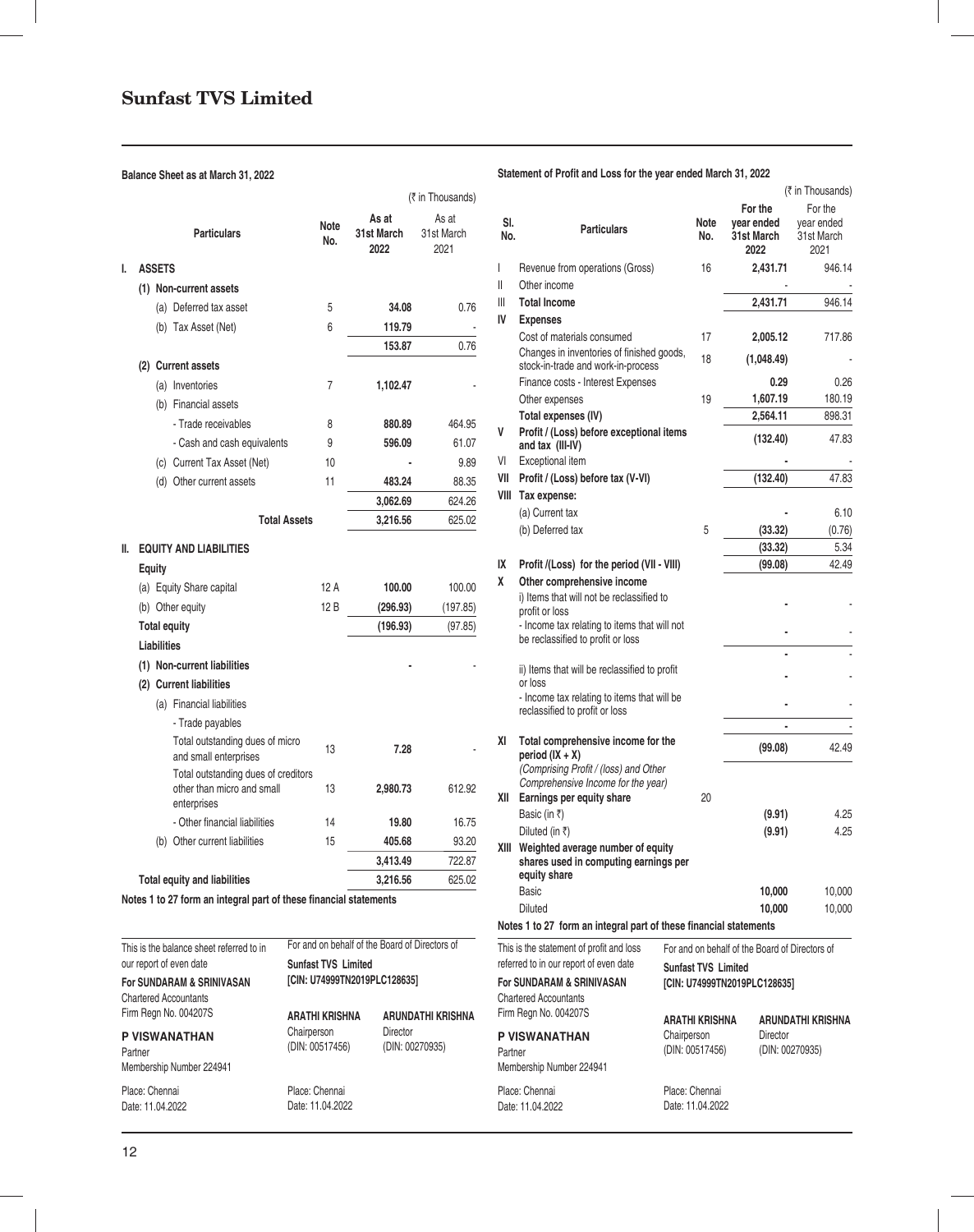# Sunfast TVS Limited

**Balance Sheet as at March 31, 2022**

(₹ in Thousands)

| | Particulars | Note No. | As at 31st March 2022 | As at 31st March 2021 |
|---|---|---|---|---|
| **I.** | **ASSETS** | | | |
| | **(1) Non-current assets** | | | |
| | (a) Deferred tax asset | 5 | **34.08** | 0.76 |
| | (b) Tax Asset (Net) | 6 | **119.79** | - |
| | | | **153.87** | 0.76 |
| | **(2) Current assets** | | | |
| | (a) Inventories | 7 | **1,102.47** | - |
| | (b) Financial assets | | | |
| | - Trade receivables | 8 | **880.89** | 464.95 |
| | - Cash and cash equivalents | 9 | **596.09** | 61.07 |
| | (c) Current Tax Asset (Net) | 10 | **-** | 9.89 |
| | (d) Other current assets | 11 | **483.24** | 88.35 |
| | | | **3,062.69** | 624.26 |
| | **Total Assets** | | **3,216.56** | 625.02 |
| **II.** | **EQUITY AND LIABILITIES** | | | |
| | **Equity** | | | |
| | (a) Equity Share capital | 12 A | **100.00** | 100.00 |
| | (b) Other equity | 12 B | **(296.93)** | (197.85) |
| | **Total equity** | | **(196.93)** | (97.85) |
| | **Liabilities** | | | |
| | **(1) Non-current liabilities** | | **-** | - |
| | **(2) Current liabilities** | | | |
| | (a) Financial liabilities | | | |
| | - Trade payables | | | |
| | Total outstanding dues of micro and small enterprises | 13 | **7.28** | - |
| | Total outstanding dues of creditors other than micro and small enterprises | 13 | **2,980.73** | 612.92 |
| | - Other financial liabilities | 14 | **19.80** | 16.75 |
| | (b) Other current liabilities | 15 | **405.68** | 93.20 |
| | | | **3,413.49** | 722.87 |
| | **Total equity and liabilities** | | **3,216.56** | 625.02 |

**Notes 1 to 27 form an integral part of these financial statements**

This is the balance sheet referred to in our report of even date

**For SUNDARAM & SRINIVASAN**
Chartered Accountants
Firm Regn No. 004207S

**P VISWANATHAN**
Partner
Membership Number 224941

Place: Chennai
Date: 11.04.2022

For and on behalf of the Board of Directors of
**Sunfast TVS Limited**
**[CIN: U74999TN2019PLC128635]**

**ARATHI KRISHNA**
Chairperson
(DIN: 00517456)

**ARUNDATHI KRISHNA**
Director
(DIN: 00270935)

Place: Chennai
Date: 11.04.2022

**Statement of Profit and Loss for the year ended March 31, 2022**

(₹ in Thousands)

| Sl. No. | Particulars | Note No. | For the year ended 31st March 2022 | For the year ended 31st March 2021 |
|---|---|---|---|---|
| I | Revenue from operations (Gross) | 16 | **2,431.71** | 946.14 |
| II | Other income | | - | - |
| III | **Total Income** | | **2,431.71** | 946.14 |
| IV | **Expenses** | | | |
| | Cost of materials consumed | 17 | **2,005.12** | 717.86 |
| | Changes in inventories of finished goods, stock-in-trade and work-in-process | 18 | **(1,048.49)** | - |
| | Finance costs - Interest Expenses | | **0.29** | 0.26 |
| | Other expenses | 19 | **1,607.19** | 180.19 |
| | **Total expenses (IV)** | | **2,564.11** | 898.31 |
| V | **Profit / (Loss) before exceptional items and tax (III-IV)** | | **(132.40)** | 47.83 |
| VI | Exceptional item | | **-** | - |
| VII | **Profit / (Loss) before tax (V-VI)** | | **(132.40)** | 47.83 |
| VIII | **Tax expense:** | | | |
| | (a) Current tax | | **-** | 6.10 |
| | (b) Deferred tax | 5 | **(33.32)** | (0.76) |
| | | | **(33.32)** | 5.34 |
| IX | **Profit /(Loss) for the period (VII - VIII)** | | **(99.08)** | 42.49 |
| X | **Other comprehensive income** | | | |
| | i) Items that will not be reclassified to profit or loss | | **-** | - |
| | - Income tax relating to items that will not be reclassified to profit or loss | | **-** | - |
| | | | **-** | - |
| | ii) Items that will be reclassified to profit or loss | | **-** | - |
| | - Income tax relating to items that will be reclassified to profit or loss | | **-** | - |
| | | | **-** | - |
| XI | **Total comprehensive income for the period (IX + X)** *(Comprising Profit / (loss) and Other Comprehensive Income for the year)* | | **(99.08)** | 42.49 |
| XII | **Earnings per equity share** | 20 | | |
| | Basic (in ₹) | | **(9.91)** | 4.25 |
| | Diluted (in ₹) | | **(9.91)** | 4.25 |
| XIII | **Weighted average number of equity shares used in computing earnings per equity share** | | | |
| | Basic | | **10,000** | 10,000 |
| | Diluted | | **10,000** | 10,000 |

**Notes 1 to 27 form an integral part of these financial statements**

This is the statement of profit and loss referred to in our report of even date

**For SUNDARAM & SRINIVASAN**
Chartered Accountants
Firm Regn No. 004207S

**P VISWANATHAN**
Partner
Membership Number 224941

Place: Chennai
Date: 11.04.2022

For and on behalf of the Board of Directors of
**Sunfast TVS Limited**
**[CIN: U74999TN2019PLC128635]**

**ARATHI KRISHNA**
Chairperson
(DIN: 00517456)

**ARUNDATHI KRISHNA**
Director
(DIN: 00270935)

Place: Chennai
Date: 11.04.2022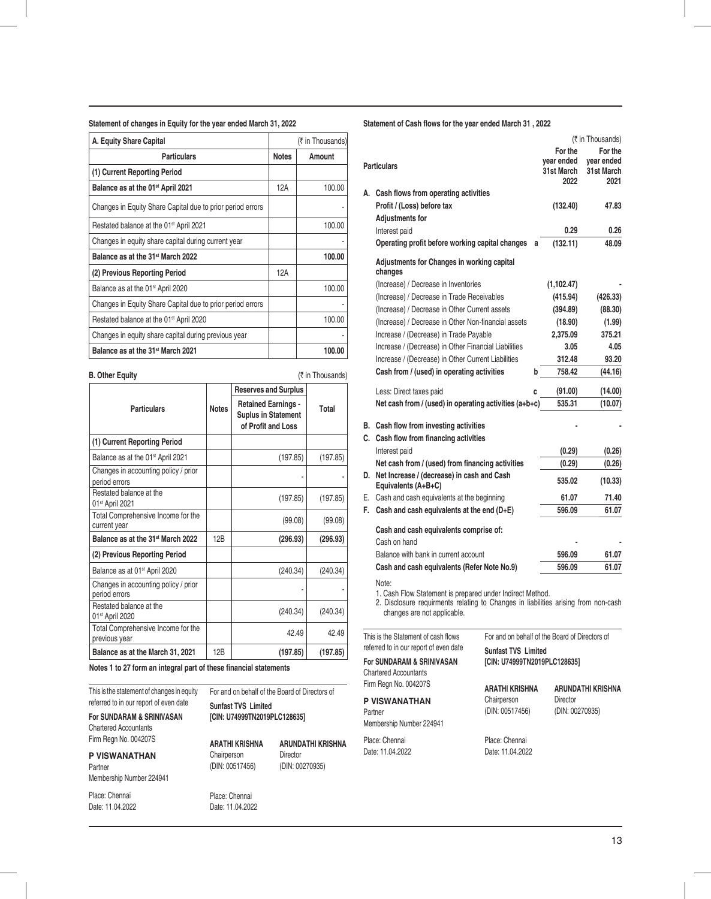## Statement of changes in Equity for the year ended March 31, 2022

### A. Equity Share Capital

(₹ in Thousands)

| Particulars | Notes | Amount |
|---|---|---|
| **(1) Current Reporting Period** | | |
| **Balance as at the 01st April 2021** | 12A | 100.00 |
| Changes in Equity Share Capital due to prior period errors | | - |
| Restated balance at the 01st April 2021 | | 100.00 |
| Changes in equity share capital during current year | | - |
| **Balance as at the 31st March 2022** | | **100.00** |
| **(2) Previous Reporting Period** | 12A | |
| Balance as at the 01st April 2020 | | 100.00 |
| Changes in Equity Share Capital due to prior period errors | | - |
| Restated balance at the 01st April 2020 | | 100.00 |
| Changes in equity share capital during previous year | | - |
| **Balance as at the 31st March 2021** | | **100.00** |

### B. Other Equity

(₹ in Thousands)

| Particulars | Notes | Reserves and Surplus | Total |
|---|---|---|---|
| | | Retained Earnings - Suplus in Statement of Profit and Loss | |
| **(1) Current Reporting Period** | | | |
| Balance as at the 01st April 2021 | | (197.85) | (197.85) |
| Changes in accounting policy / prior period errors | | - | - |
| Restated balance at the 01st April 2021 | | (197.85) | (197.85) |
| Total Comprehensive Income for the current year | | (99.08) | (99.08) |
| **Balance as at the 31st March 2022** | 12B | **(296.93)** | **(296.93)** |
| **(2) Previous Reporting Period** | | | |
| Balance as at 01st April 2020 | | (240.34) | (240.34) |
| Changes in accounting policy / prior period errors | | - | - |
| Restated balance at the 01st April 2020 | | (240.34) | (240.34) |
| Total Comprehensive Income for the previous year | | 42.49 | 42.49 |
| **Balance as at the March 31, 2021** | 12B | **(197.85)** | **(197.85)** |

**Notes 1 to 27 form an integral part of these financial statements**

This is the statement of changes in equity referred to in our report of even date

**For SUNDARAM & SRINIVASAN**
Chartered Accountants
Firm Regn No. 004207S

**P VISWANATHAN**
Partner
Membership Number 224941

Place: Chennai
Date: 11.04.2022

For and on behalf of the Board of Directors of
**Sunfast TVS Limited**
**[CIN: U74999TN2019PLC128635]**

**ARATHI KRISHNA**
Chairperson
(DIN: 00517456)

**ARUNDATHI KRISHNA**
Director
(DIN: 00270935)

Place: Chennai
Date: 11.04.2022

## Statement of Cash flows for the year ended March 31 , 2022

(₹ in Thousands)

| | Particulars | | For the year ended 31st March 2022 | For the year ended 31st March 2021 |
|---|---|---|---|---|
| A. | **Cash flows from operating activities** | | | |
| | **Profit / (Loss) before tax** | | **(132.40)** | **47.83** |
| | **Adjustments for** | | | |
| | Interest paid | | **0.29** | **0.26** |
| | **Operating profit before working capital changes** | **a** | **(132.11)** | **48.09** |
| | **Adjustments for Changes in working capital changes** | | | |
| | (Increase) / Decrease in Inventories | | **(1,102.47)** | **-** |
| | (Increase) / Decrease in Trade Receivables | | **(415.94)** | **(426.33)** |
| | (Increase) / Decrease in Other Current assets | | **(394.89)** | **(88.30)** |
| | (Increase) / Decrease in Other Non-financial assets | | **(18.90)** | **(1.99)** |
| | Increase / (Decrease) in Trade Payable | | **2,375.09** | **375.21** |
| | Increase / (Decrease) in Other Financial Liabilities | | **3.05** | **4.05** |
| | Increase / (Decrease) in Other Current Liabilities | | **312.48** | **93.20** |
| | **Cash from / (used) in operating activities** | **b** | **758.42** | **(44.16)** |
| | Less: Direct taxes paid | **c** | **(91.00)** | **(14.00)** |
| | **Net cash from / (used) in operating activities (a+b+c)** | | **535.31** | **(10.07)** |
| B. | **Cash flow from investing activities** | | **-** | **-** |
| C. | **Cash flow from financing activities** | | | |
| | Interest paid | | **(0.29)** | **(0.26)** |
| | **Net cash from / (used) from financing activities** | | **(0.29)** | **(0.26)** |
| D. | **Net Increase / (decrease) in cash and Cash Equivalents (A+B+C)** | | **535.02** | **(10.33)** |
| E. | Cash and cash equivalents at the beginning | | **61.07** | **71.40** |
| F. | **Cash and cash equivalents at the end (D+E)** | | **596.09** | **61.07** |
| | **Cash and cash equivalents comprise of:** | | | |
| | Cash on hand | | **-** | **-** |
| | Balance with bank in current account | | **596.09** | **61.07** |
| | **Cash and cash equivalents (Refer Note No.9)** | | **596.09** | **61.07** |

Note:

1. Cash Flow Statement is prepared under Indirect Method.
2. Disclosure requirments relating to Changes in liabilities arising from non-cash changes are not applicable.

This is the Statement of cash flows referred to in our report of even date

**For SUNDARAM & SRINIVASAN**
Chartered Accountants
Firm Regn No. 004207S

**P VISWANATHAN**
Partner
Membership Number 224941

Place: Chennai
Date: 11.04.2022

For and on behalf of the Board of Directors of
**Sunfast TVS Limited**
**[CIN: U74999TN2019PLC128635]**

**ARATHI KRISHNA**
Chairperson
(DIN: 00517456)

**ARUNDATHI KRISHNA**
Director
(DIN: 00270935)

Place: Chennai
Date: 11.04.2022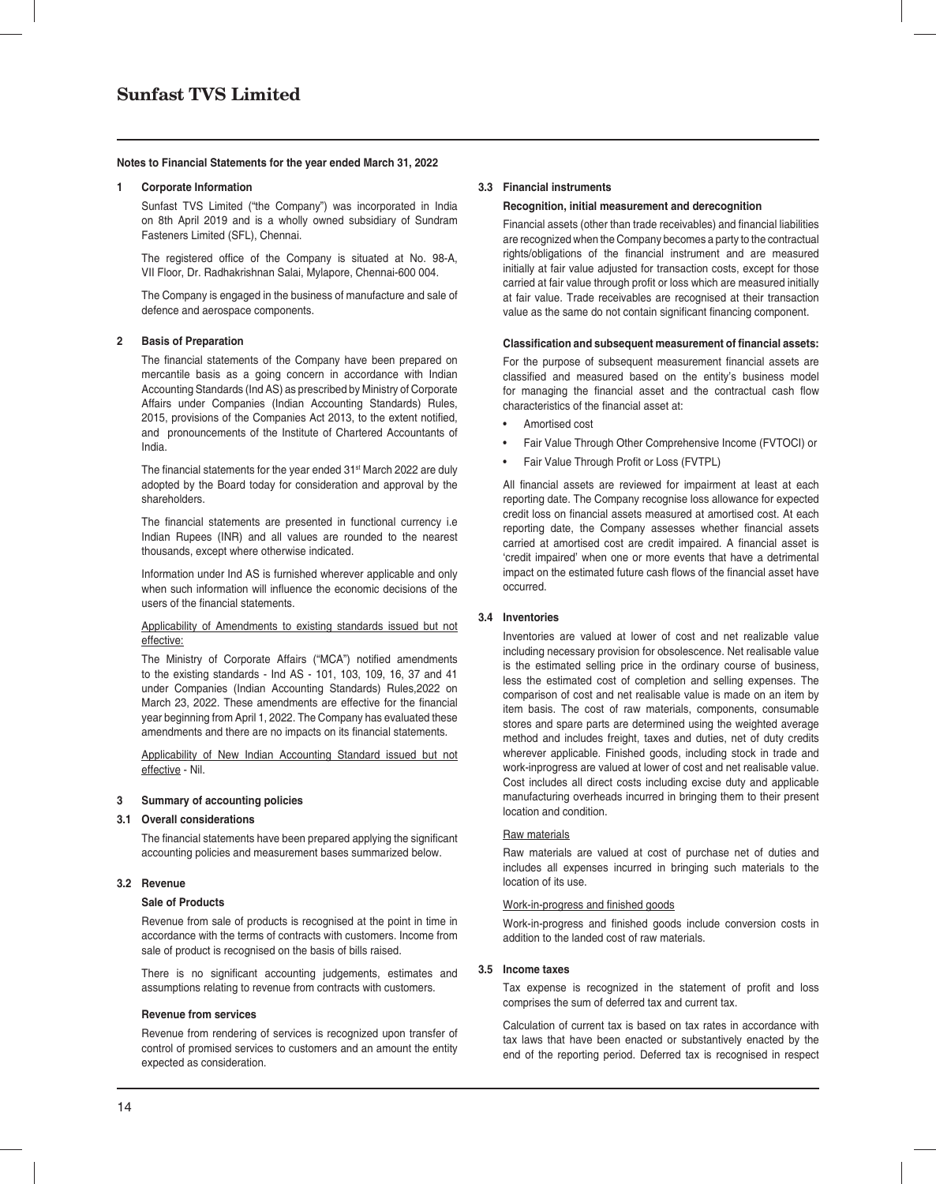## Notes to Financial Statements for the year ended March 31, 2022

### 1 Corporate Information

Sunfast TVS Limited ("the Company") was incorporated in India on 8th April 2019 and is a wholly owned subsidiary of Sundram Fasteners Limited (SFL), Chennai.

The registered office of the Company is situated at No. 98-A, VII Floor, Dr. Radhakrishnan Salai, Mylapore, Chennai-600 004.

The Company is engaged in the business of manufacture and sale of defence and aerospace components.

### 2 Basis of Preparation

The financial statements of the Company have been prepared on mercantile basis as a going concern in accordance with Indian Accounting Standards (Ind AS) as prescribed by Ministry of Corporate Affairs under Companies (Indian Accounting Standards) Rules, 2015, provisions of the Companies Act 2013, to the extent notified, and pronouncements of the Institute of Chartered Accountants of India.

The financial statements for the year ended 31st March 2022 are duly adopted by the Board today for consideration and approval by the shareholders.

The financial statements are presented in functional currency i.e Indian Rupees (INR) and all values are rounded to the nearest thousands, except where otherwise indicated.

Information under Ind AS is furnished wherever applicable and only when such information will influence the economic decisions of the users of the financial statements.

Applicability of Amendments to existing standards issued but not effective:

The Ministry of Corporate Affairs ("MCA") notified amendments to the existing standards - Ind AS - 101, 103, 109, 16, 37 and 41 under Companies (Indian Accounting Standards) Rules,2022 on March 23, 2022. These amendments are effective for the financial year beginning from April 1, 2022. The Company has evaluated these amendments and there are no impacts on its financial statements.

Applicability of New Indian Accounting Standard issued but not effective - Nil.

### 3 Summary of accounting policies

#### 3.1 Overall considerations

The financial statements have been prepared applying the significant accounting policies and measurement bases summarized below.

#### 3.2 Revenue

**Sale of Products**

Revenue from sale of products is recognised at the point in time in accordance with the terms of contracts with customers. Income from sale of product is recognised on the basis of bills raised.

There is no significant accounting judgements, estimates and assumptions relating to revenue from contracts with customers.

**Revenue from services**

Revenue from rendering of services is recognized upon transfer of control of promised services to customers and an amount the entity expected as consideration.

#### 3.3 Financial instruments

**Recognition, initial measurement and derecognition**

Financial assets (other than trade receivables) and financial liabilities are recognized when the Company becomes a party to the contractual rights/obligations of the financial instrument and are measured initially at fair value adjusted for transaction costs, except for those carried at fair value through profit or loss which are measured initially at fair value. Trade receivables are recognised at their transaction value as the same do not contain significant financing component.

**Classification and subsequent measurement of financial assets:**

For the purpose of subsequent measurement financial assets are classified and measured based on the entity's business model for managing the financial asset and the contractual cash flow characteristics of the financial asset at:

- Amortised cost
- Fair Value Through Other Comprehensive Income (FVTOCI) or
- Fair Value Through Profit or Loss (FVTPL)

All financial assets are reviewed for impairment at least at each reporting date. The Company recognise loss allowance for expected credit loss on financial assets measured at amortised cost. At each reporting date, the Company assesses whether financial assets carried at amortised cost are credit impaired. A financial asset is 'credit impaired' when one or more events that have a detrimental impact on the estimated future cash flows of the financial asset have occurred.

#### 3.4 Inventories

Inventories are valued at lower of cost and net realizable value including necessary provision for obsolescence. Net realisable value is the estimated selling price in the ordinary course of business, less the estimated cost of completion and selling expenses. The comparison of cost and net realisable value is made on an item by item basis. The cost of raw materials, components, consumable stores and spare parts are determined using the weighted average method and includes freight, taxes and duties, net of duty credits wherever applicable. Finished goods, including stock in trade and work-inprogress are valued at lower of cost and net realisable value. Cost includes all direct costs including excise duty and applicable manufacturing overheads incurred in bringing them to their present location and condition.

Raw materials

Raw materials are valued at cost of purchase net of duties and includes all expenses incurred in bringing such materials to the location of its use.

Work-in-progress and finished goods

Work-in-progress and finished goods include conversion costs in addition to the landed cost of raw materials.

#### 3.5 Income taxes

Tax expense is recognized in the statement of profit and loss comprises the sum of deferred tax and current tax.

Calculation of current tax is based on tax rates in accordance with tax laws that have been enacted or substantively enacted by the end of the reporting period. Deferred tax is recognised in respect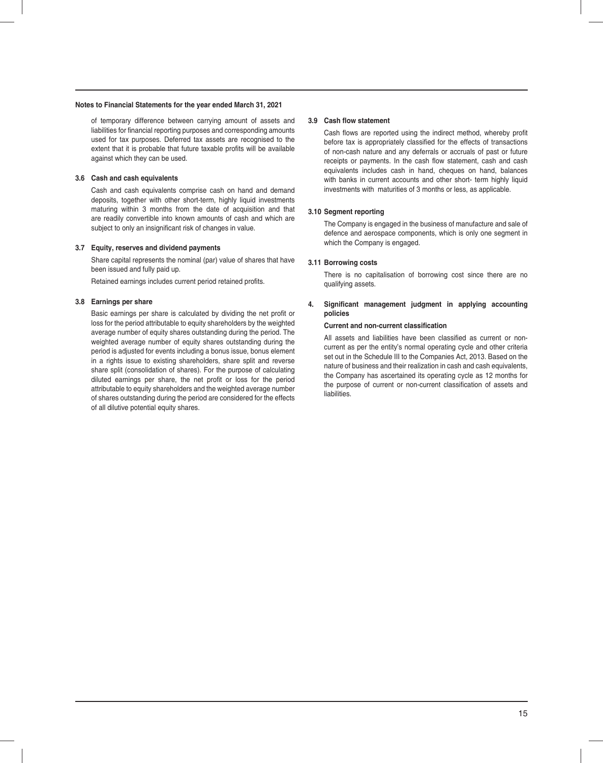**Notes to Financial Statements for the year ended March 31, 2021**

of temporary difference between carrying amount of assets and liabilities for financial reporting purposes and corresponding amounts used for tax purposes. Deferred tax assets are recognised to the extent that it is probable that future taxable profits will be available against which they can be used.

### 3.6 Cash and cash equivalents

Cash and cash equivalents comprise cash on hand and demand deposits, together with other short-term, highly liquid investments maturing within 3 months from the date of acquisition and that are readily convertible into known amounts of cash and which are subject to only an insignificant risk of changes in value.

### 3.7 Equity, reserves and dividend payments

Share capital represents the nominal (par) value of shares that have been issued and fully paid up.

Retained earnings includes current period retained profits.

### 3.8 Earnings per share

Basic earnings per share is calculated by dividing the net profit or loss for the period attributable to equity shareholders by the weighted average number of equity shares outstanding during the period. The weighted average number of equity shares outstanding during the period is adjusted for events including a bonus issue, bonus element in a rights issue to existing shareholders, share split and reverse share split (consolidation of shares). For the purpose of calculating diluted earnings per share, the net profit or loss for the period attributable to equity shareholders and the weighted average number of shares outstanding during the period are considered for the effects of all dilutive potential equity shares.

### 3.9 Cash flow statement

Cash flows are reported using the indirect method, whereby profit before tax is appropriately classified for the effects of transactions of non-cash nature and any deferrals or accruals of past or future receipts or payments. In the cash flow statement, cash and cash equivalents includes cash in hand, cheques on hand, balances with banks in current accounts and other short- term highly liquid investments with maturities of 3 months or less, as applicable.

### 3.10 Segment reporting

The Company is engaged in the business of manufacture and sale of defence and aerospace components, which is only one segment in which the Company is engaged.

### 3.11 Borrowing costs

There is no capitalisation of borrowing cost since there are no qualifying assets.

## 4. Significant management judgment in applying accounting policies

**Current and non-current classification**

All assets and liabilities have been classified as current or non-current as per the entity's normal operating cycle and other criteria set out in the Schedule III to the Companies Act, 2013. Based on the nature of business and their realization in cash and cash equivalents, the Company has ascertained its operating cycle as 12 months for the purpose of current or non-current classification of assets and liabilities.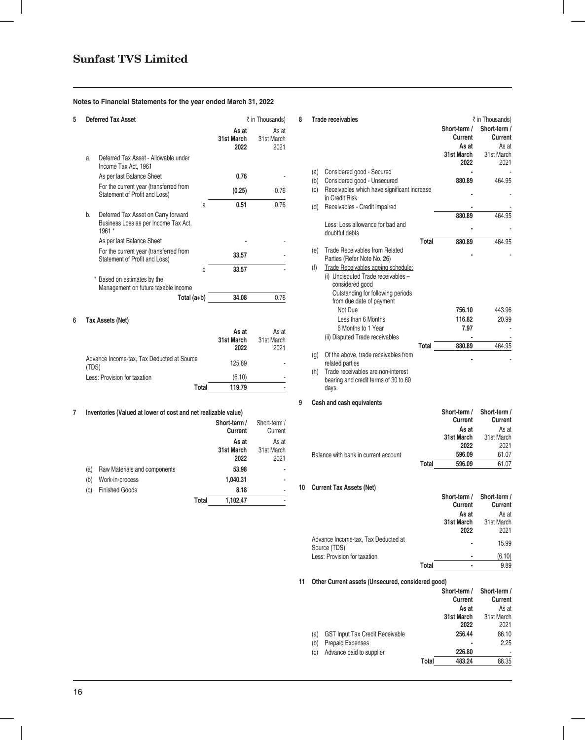## Sunfast TVS Limited

### Notes to Financial Statements for the year ended March 31, 2022

#### 5 Deferred Tax Asset

₹ in Thousands)

| | | As at 31st March 2022 | As at 31st March 2021 |
|---|---|---|---|
| a. | Deferred Tax Asset - Allowable under Income Tax Act, 1961 | | |
| | As per last Balance Sheet | 0.76 | - |
| | For the current year (transferred from Statement of Profit and Loss) | (0.25) | 0.76 |
| | a | 0.51 | 0.76 |
| b. | Deferred Tax Asset on Carry forward Business Loss as per Income Tax Act, 1961 * | | |
| | As per last Balance Sheet | - | - |
| | For the current year (transferred from Statement of Profit and Loss) | 33.57 | - |
| | b | 33.57 | - |
| | * Based on estimates by the Management on future taxable income | | |
| | Total (a+b) | 34.08 | 0.76 |

#### 6 Tax Assets (Net)

| | As at 31st March 2022 | As at 31st March 2021 |
|---|---|---|
| Advance Income-tax, Tax Deducted at Source (TDS) | 125.89 | - |
| Less: Provision for taxation | (6.10) | - |
| Total | 119.79 | - |

#### 7 Inventories (Valued at lower of cost and net realizable value)

| | | Short-term / Current As at 31st March 2022 | Short-term / Current As at 31st March 2021 |
|---|---|---|---|
| (a) | Raw Materials and components | 53.98 | - |
| (b) | Work-in-process | 1,040.31 | - |
| (c) | Finished Goods | 8.18 | - |
| | Total | 1,102.47 | - |

#### 8 Trade receivables

₹ in Thousands)

| | | Short-term / Current As at 31st March 2022 | Short-term / Current As at 31st March 2021 |
|---|---|---|---|
| (a) | Considered good - Secured | - | - |
| (b) | Considered good - Unsecured | 880.89 | 464.95 |
| (c) | Receivables which have significant increase in Credit Risk | - | - |
| (d) | Receivables - Credit impaired | - | - |
| | | 880.89 | 464.95 |
| | Less: Loss allowance for bad and doubtful debts | - | - |
| | Total | 880.89 | 464.95 |
| (e) | Trade Receivables from Related Parties (Refer Note No. 26) | - | - |
| (f) | Trade Receivables ageing schedule: | | |
| | (i) Undisputed Trade receivables – considered good | | |
| | Outstanding for following periods from due date of payment | | |
| | Not Due | 756.10 | 443.96 |
| | Less than 6 Months | 116.82 | 20.99 |
| | 6 Months to 1 Year | 7.97 | - |
| | (ii) Disputed Trade receivables | - | - |
| | Total | 880.89 | 464.95 |
| (g) | Of the above, trade receivables from related parties | - | - |
| (h) | Trade receivables are non-interest bearing and credit terms of 30 to 60 days. | | |

#### 9 Cash and cash equivalents

| | Short-term / Current As at 31st March 2022 | Short-term / Current As at 31st March 2021 |
|---|---|---|
| Balance with bank in current account | 596.09 | 61.07 |
| Total | 596.09 | 61.07 |

#### 10 Current Tax Assets (Net)

| | Short-term / Current As at 31st March 2022 | Short-term / Current As at 31st March 2021 |
|---|---|---|
| Advance Income-tax, Tax Deducted at Source (TDS) | - | 15.99 |
| Less: Provision for taxation | - | (6.10) |
| Total | - | 9.89 |

#### 11 Other Current assets (Unsecured, considered good)

| | | Short-term / Current As at 31st March 2022 | Short-term / Current As at 31st March 2021 |
|---|---|---|---|
| (a) | GST Input Tax Credit Receivable | 256.44 | 86.10 |
| (b) | Prepaid Expenses | - | 2.25 |
| (c) | Advance paid to supplier | 226.80 | - |
| | Total | 483.24 | 88.35 |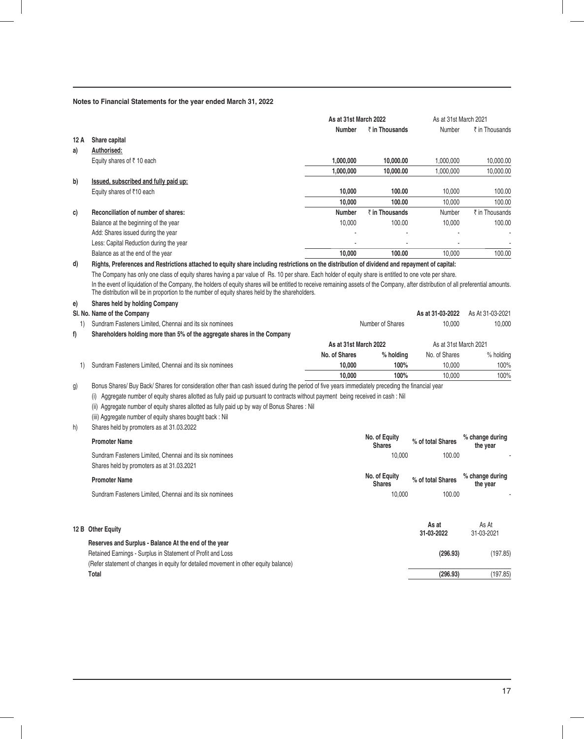**Notes to Financial Statements for the year ended March 31, 2022**

| | | As at 31st March 2022 | | As at 31st March 2021 | |
|---|---|---|---|---|---|
| | | **Number** | **₹ in Thousands** | Number | ₹ in Thousands |
| **12 A** | **Share capital** | | | | |
| **a)** | **Authorised:** | | | | |
| | Equity shares of ₹ 10 each | **1,000,000** | **10,000.00** | 1,000,000 | 10,000.00 |
| | | **1,000,000** | **10,000.00** | 1,000,000 | 10,000.00 |
| **b)** | **Issued, subscribed and fully paid up:** | | | | |
| | Equity shares of ₹10 each | **10,000** | **100.00** | 10,000 | 100.00 |
| | | **10,000** | **100.00** | 10,000 | 100.00 |
| **c)** | **Reconciliation of number of shares:** | **Number** | **₹ in Thousands** | Number | ₹ in Thousands |
| | Balance at the beginning of the year | 10,000 | 100.00 | 10,000 | 100.00 |
| | Add: Shares issued during the year | - | - | - | - |
| | Less: Capital Reduction during the year | - | - | - | - |
| | Balance as at the end of the year | **10,000** | **100.00** | 10,000 | 100.00 |

**d) Rights, Preferences and Restrictions attached to equity share including restrictions on the distribution of dividend and repayment of capital:**

The Company has only one class of equity shares having a par value of Rs. 10 per share. Each holder of equity share is entitled to one vote per share.

In the event of liquidation of the Company, the holders of equity shares will be entitled to receive remaining assets of the Company, after distribution of all preferential amounts. The distribution will be in proportion to the number of equity shares held by the shareholders.

**e) Shares held by holding Company**

| Sl. No. | Name of the Company | | As at 31-03-2022 | As At 31-03-2021 |
|---|---|---|---|---|
| 1) | Sundram Fasteners Limited, Chennai and its six nominees | Number of Shares | 10,000 | 10,000 |

**f) Shareholders holding more than 5% of the aggregate shares in the Company**

| | | As at 31st March 2022 | | As at 31st March 2021 | |
|---|---|---|---|---|---|
| | | **No. of Shares** | **% holding** | No. of Shares | % holding |
| 1) | Sundram Fasteners Limited, Chennai and its six nominees | **10,000** | **100%** | 10,000 | 100% |
| | | **10,000** | **100%** | 10,000 | 100% |

g) Bonus Shares/ Buy Back/ Shares for consideration other than cash issued during the period of five years immediately preceding the financial year

(i) Aggregate number of equity shares allotted as fully paid up pursuant to contracts without payment being received in cash : Nil

(ii) Aggregate number of equity shares allotted as fully paid up by way of Bonus Shares : Nil

(iii) Aggregate number of equity shares bought back : Nil

h) Shares held by promoters as at 31.03.2022

| Promoter Name | No. of Equity Shares | % of total Shares | % change during the year |
|---|---|---|---|
| Sundram Fasteners Limited, Chennai and its six nominees | 10,000 | 100.00 | - |

Shares held by promoters as at 31.03.2021

| Promoter Name | No. of Equity Shares | % of total Shares | % change during the year |
|---|---|---|---|
| Sundram Fasteners Limited, Chennai and its six nominees | 10,000 | 100.00 | - |

| **12 B Other Equity** | **As at 31-03-2022** | As At 31-03-2021 |
|---|---|---|
| **Reserves and Surplus - Balance At the end of the year** | | |
| Retained Earnings - Surplus in Statement of Profit and Loss | **(296.93)** | (197.85) |
| (Refer statement of changes in equity for detailed movement in other equity balance) | | |
| **Total** | **(296.93)** | (197.85) |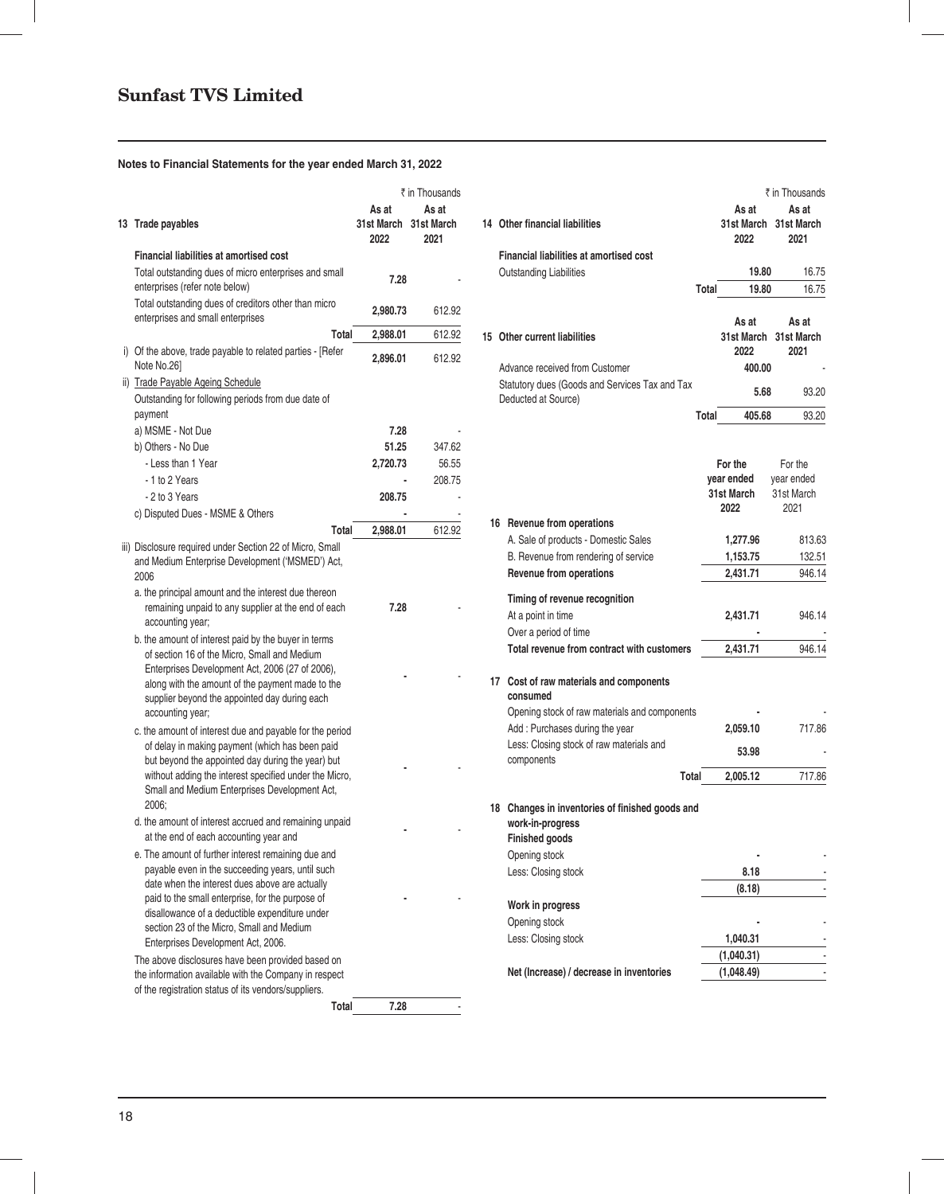## Sunfast TVS Limited

**Notes to Financial Statements for the year ended March 31, 2022**

₹ in Thousands

| 13 Trade payables | As at 31st March 2022 | As at 31st March 2021 |
|---|---|---|
| **Financial liabilities at amortised cost** | | |
| Total outstanding dues of micro enterprises and small enterprises (refer note below) | 7.28 | - |
| Total outstanding dues of creditors other than micro enterprises and small enterprises | 2,980.73 | 612.92 |
| **Total** | **2,988.01** | 612.92 |
| i) Of the above, trade payable to related parties - [Refer Note No.26] | 2,896.01 | 612.92 |
| ii) Trade Payable Ageing Schedule | | |
| Outstanding for following periods from due date of payment | | |
| a) MSME - Not Due | 7.28 | - |
| b) Others - No Due | 51.25 | 347.62 |
| - Less than 1 Year | 2,720.73 | 56.55 |
| - 1 to 2 Years | - | 208.75 |
| - 2 to 3 Years | 208.75 | - |
| c) Disputed Dues - MSME & Others | - | - |
| **Total** | **2,988.01** | 612.92 |
| iii) Disclosure required under Section 22 of Micro, Small and Medium Enterprise Development ('MSMED') Act, 2006 | | |
| a. the principal amount and the interest due thereon remaining unpaid to any supplier at the end of each accounting year; | 7.28 | - |
| b. the amount of interest paid by the buyer in terms of section 16 of the Micro, Small and Medium Enterprises Development Act, 2006 (27 of 2006), along with the amount of the payment made to the supplier beyond the appointed day during each accounting year; | - | - |
| c. the amount of interest due and payable for the period of delay in making payment (which has been paid but beyond the appointed day during the year) but without adding the interest specified under the Micro, Small and Medium Enterprises Development Act, 2006; | - | - |
| d. the amount of interest accrued and remaining unpaid at the end of each accounting year and | - | - |
| e. The amount of further interest remaining due and payable even in the succeeding years, until such date when the interest dues above are actually paid to the small enterprise, for the purpose of disallowance of a deductible expenditure under section 23 of the Micro, Small and Medium Enterprises Development Act, 2006. | - | - |
| The above disclosures have been provided based on the information available with the Company in respect of the registration status of its vendors/suppliers. | | |
| **Total** | **7.28** | - |

₹ in Thousands

| 14 Other financial liabilities | As at 31st March 2022 | As at 31st March 2021 |
|---|---|---|
| **Financial liabilities at amortised cost** | | |
| Outstanding Liabilities | 19.80 | 16.75 |
| **Total** | **19.80** | 16.75 |

| 15 Other current liabilities | As at 31st March 2022 | As at 31st March 2021 |
|---|---|---|
| Advance received from Customer | 400.00 | - |
| Statutory dues (Goods and Services Tax and Tax Deducted at Source) | 5.68 | 93.20 |
| **Total** | **405.68** | 93.20 |

| | For the year ended 31st March 2022 | For the year ended 31st March 2021 |
|---|---|---|
| **16 Revenue from operations** | | |
| A. Sale of products - Domestic Sales | 1,277.96 | 813.63 |
| B. Revenue from rendering of service | 1,153.75 | 132.51 |
| **Revenue from operations** | **2,431.71** | 946.14 |
| **Timing of revenue recognition** | | |
| At a point in time | 2,431.71 | 946.14 |
| Over a period of time | - | - |
| **Total revenue from contract with customers** | **2,431.71** | 946.14 |
| **17 Cost of raw materials and components consumed** | | |
| Opening stock of raw materials and components | - | - |
| Add : Purchases during the year | 2,059.10 | 717.86 |
| Less: Closing stock of raw materials and components | 53.98 | - |
| **Total** | **2,005.12** | 717.86 |
| **18 Changes in inventories of finished goods and work-in-progress** | | |
| **Finished goods** | | |
| Opening stock | - | - |
| Less: Closing stock | 8.18 | - |
| | (8.18) | - |
| **Work in progress** | | |
| Opening stock | - | - |
| Less: Closing stock | 1,040.31 | - |
| | (1,040.31) | - |
| **Net (Increase) / decrease in inventories** | **(1,048.49)** | - |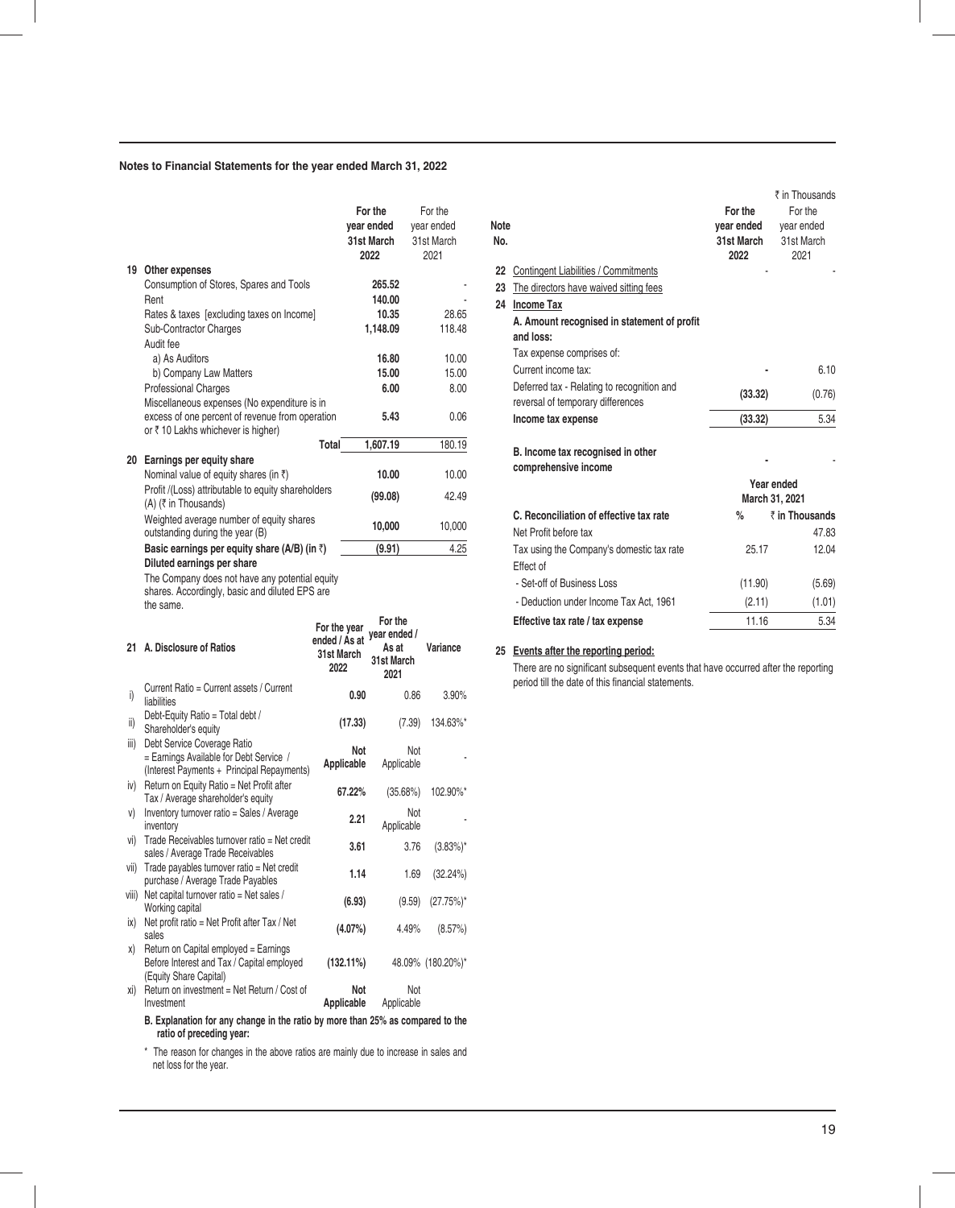## Notes to Financial Statements for the year ended March 31, 2022

| | | For the year ended 31st March 2022 | For the year ended 31st March 2021 |
|---|---|---|---|
| **19** | **Other expenses** | | |
| | Consumption of Stores, Spares and Tools | **265.52** | - |
| | Rent | **140.00** | - |
| | Rates & taxes [excluding taxes on Income] | **10.35** | 28.65 |
| | Sub-Contractor Charges | **1,148.09** | 118.48 |
| | Audit fee | | |
| | a) As Auditors | **16.80** | 10.00 |
| | b) Company Law Matters | **15.00** | 15.00 |
| | Professional Charges | **6.00** | 8.00 |
| | Miscellaneous expenses (No expenditure is in excess of one percent of revenue from operation or ₹ 10 Lakhs whichever is higher) | **5.43** | 0.06 |
| | **Total** | **1,607.19** | 180.19 |
| **20** | **Earnings per equity share** | | |
| | Nominal value of equity shares (in ₹) | **10.00** | 10.00 |
| | Profit /(Loss) attributable to equity shareholders (A) (₹ in Thousands) | **(99.08)** | 42.49 |
| | Weighted average number of equity shares outstanding during the year (B) | **10,000** | 10,000 |
| | **Basic earnings per equity share (A/B) (in ₹)** | **(9.91)** | 4.25 |
| | **Diluted earnings per share** | | |
| | The Company does not have any potential equity shares. Accordingly, basic and diluted EPS are the same. | | |

| **21** | **A. Disclosure of Ratios** | For the year ended / As at 31st March 2022 | For the year ended / As at 31st March 2021 | Variance |
|---|---|---|---|---|
| i) | Current Ratio = Current assets / Current liabilities | **0.90** | 0.86 | 3.90% |
| ii) | Debt-Equity Ratio = Total debt / Shareholder's equity | **(17.33)** | (7.39) | 134.63%* |
| iii) | Debt Service Coverage Ratio = Earnings Available for Debt Service / (Interest Payments + Principal Repayments) | **Not Applicable** | Not Applicable | - |
| iv) | Return on Equity Ratio = Net Profit after Tax / Average shareholder's equity | **67.22%** | (35.68%) | 102.90%* |
| v) | Inventory turnover ratio = Sales / Average inventory | **2.21** | Not Applicable | - |
| vi) | Trade Receivables turnover ratio = Net credit sales / Average Trade Receivables | **3.61** | 3.76 | (3.83%)* |
| vii) | Trade payables turnover ratio = Net credit purchase / Average Trade Payables | **1.14** | 1.69 | (32.24%) |
| viii) | Net capital turnover ratio = Net sales / Working capital | **(6.93)** | (9.59) | (27.75%)* |
| ix) | Net profit ratio = Net Profit after Tax / Net sales | **(4.07%)** | 4.49% | (8.57%) |
| x) | Return on Capital employed = Earnings Before Interest and Tax / Capital employed (Equity Share Capital) | **(132.11%)** | 48.09% | (180.20%)* |
| xi) | Return on investment = Net Return / Cost of Investment | **Not Applicable** | Not Applicable | |

**B. Explanation for any change in the ratio by more than 25% as compared to the ratio of preceding year:**

\* The reason for changes in the above ratios are mainly due to increase in sales and net loss for the year.

₹ in Thousands

| Note No. | | For the year ended 31st March 2022 | For the year ended 31st March 2021 |
|---|---|---|---|
| 22 | Contingent Liabilities / Commitments | - | - |
| 23 | The directors have waived sitting fees | | |
| 24 | **Income Tax** | | |
| | **A. Amount recognised in statement of profit and loss:** | | |
| | Tax expense comprises of: | | |
| | Current income tax: | **-** | 6.10 |
| | Deferred tax - Relating to recognition and reversal of temporary differences | **(33.32)** | (0.76) |
| | **Income tax expense** | **(33.32)** | 5.34 |
| | **B. Income tax recognised in other comprehensive income** | **-** | - |

| | **Year ended March 31, 2021** | |
|---|---|---|
| **C. Reconciliation of effective tax rate** | **%** | **₹ in Thousands** |
| Net Profit before tax | | 47.83 |
| Tax using the Company's domestic tax rate | 25.17 | 12.04 |
| Effect of | | |
| - Set-off of Business Loss | (11.90) | (5.69) |
| - Deduction under Income Tax Act, 1961 | (2.11) | (1.01) |
| **Effective tax rate / tax expense** | 11.16 | 5.34 |

**25 Events after the reporting period:**

There are no significant subsequent events that have occurred after the reporting period till the date of this financial statements.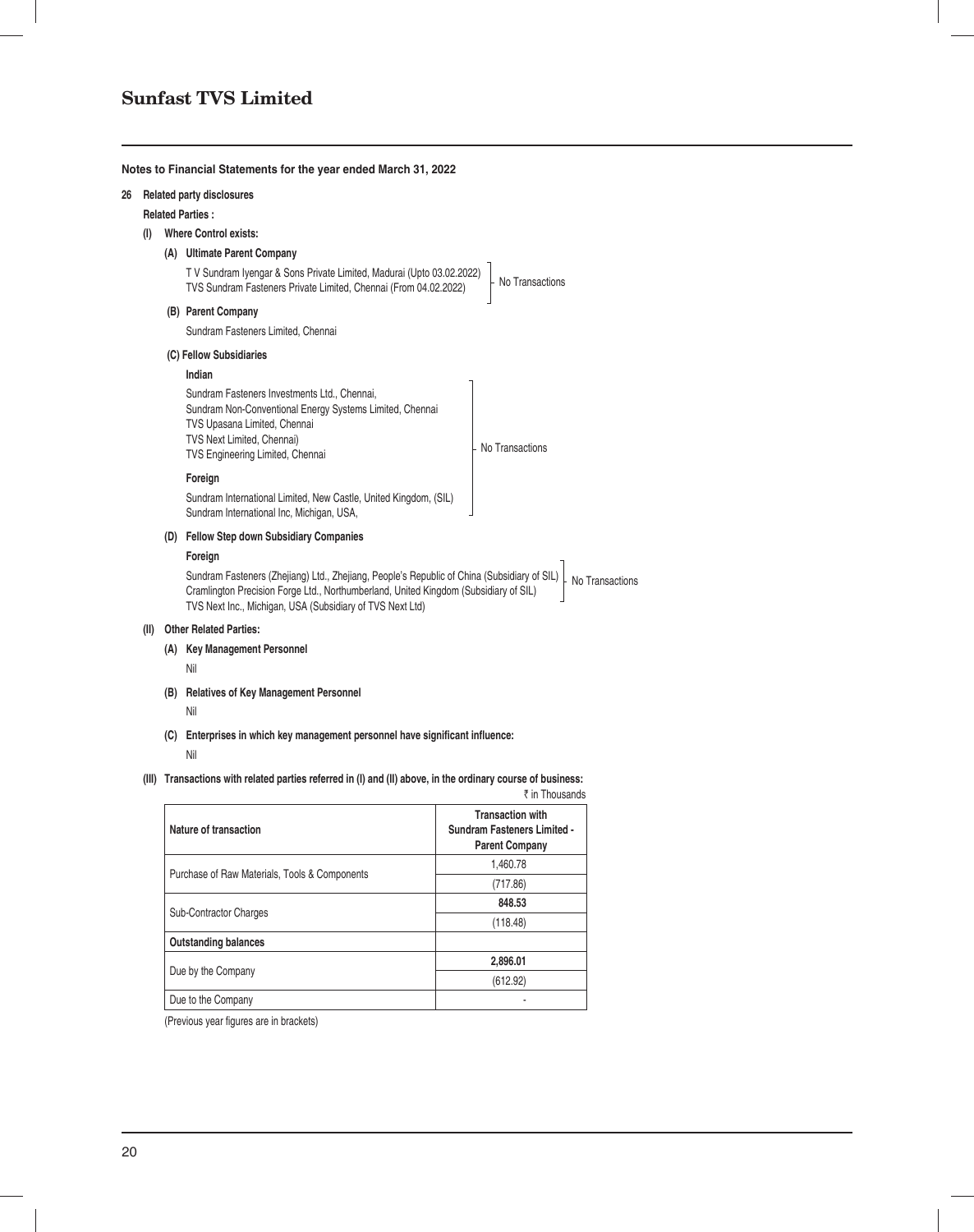**Notes to Financial Statements for the year ended March 31, 2022**

**26 Related party disclosures**

**Related Parties :**

**(I) Where Control exists:**

**(A) Ultimate Parent Company**

T V Sundram Iyengar & Sons Private Limited, Madurai (Upto 03.02.2022)
TVS Sundram Fasteners Private Limited, Chennai (From 04.02.2022)
— No Transactions

**(B) Parent Company**

Sundram Fasteners Limited, Chennai

**(C) Fellow Subsidiaries**

**Indian**

Sundram Fasteners Investments Ltd., Chennai,
Sundram Non-Conventional Energy Systems Limited, Chennai
TVS Upasana Limited, Chennai
TVS Next Limited, Chennai)
TVS Engineering Limited, Chennai

**Foreign**

Sundram International Limited, New Castle, United Kingdom, (SIL)
Sundram International Inc, Michigan, USA,
— No Transactions

**(D) Fellow Step down Subsidiary Companies**

**Foreign**

Sundram Fasteners (Zhejiang) Ltd., Zhejiang, People's Republic of China (Subsidiary of SIL)
Cramlington Precision Forge Ltd., Northumberland, United Kingdom (Subsidiary of SIL)
TVS Next Inc., Michigan, USA (Subsidiary of TVS Next Ltd)
— No Transactions

**(II) Other Related Parties:**

**(A) Key Management Personnel**

Nil

**(B) Relatives of Key Management Personnel**

Nil

**(C) Enterprises in which key management personnel have significant influence:**

Nil

**(III) Transactions with related parties referred in (I) and (II) above, in the ordinary course of business:**

₹ in Thousands

| Nature of transaction | Transaction with Sundram Fasteners Limited - Parent Company |
|---|---|
| Purchase of Raw Materials, Tools & Components | 1,460.78 |
| | (717.86) |
| Sub-Contractor Charges | **848.53** |
| | (118.48) |
| **Outstanding balances** | |
| Due by the Company | **2,896.01** |
| | (612.92) |
| Due to the Company | - |

(Previous year figures are in brackets)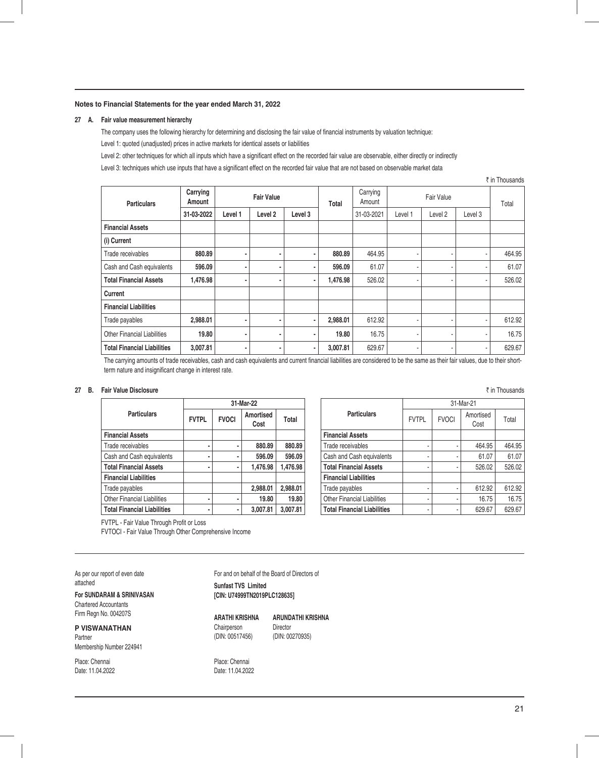**Notes to Financial Statements for the year ended March 31, 2022**

**27 A. Fair value measurement hierarchy**

The company uses the following hierarchy for determining and disclosing the fair value of financial instruments by valuation technique:

Level 1: quoted (unadjusted) prices in active markets for identical assets or liabilities

Level 2: other techniques for which all inputs which have a significant effect on the recorded fair value are observable, either directly or indirectly

Level 3: techniques which use inputs that have a significant effect on the recorded fair value that are not based on observable market data

₹ in Thousands

| Particulars | Carrying Amount | Fair Value | | | Total | Carrying Amount | Fair Value | | | Total |
|---|---|---|---|---|---|---|---|---|---|---|
| | 31-03-2022 | Level 1 | Level 2 | Level 3 | | 31-03-2021 | Level 1 | Level 2 | Level 3 | |
| **Financial Assets** | | | | | | | | | | |
| **(i) Current** | | | | | | | | | | |
| Trade receivables | **880.89** | - | - | - | **880.89** | 464.95 | - | - | - | 464.95 |
| Cash and Cash equivalents | **596.09** | - | - | - | **596.09** | 61.07 | - | - | - | 61.07 |
| **Total Financial Assets** | **1,476.98** | - | - | - | **1,476.98** | 526.02 | - | - | - | 526.02 |
| **Current** | | | | | | | | | | |
| **Financial Liabilities** | | | | | | | | | | |
| Trade payables | **2,988.01** | - | - | - | **2,988.01** | 612.92 | - | - | - | 612.92 |
| Other Financial Liabilities | **19.80** | - | - | - | **19.80** | 16.75 | - | - | - | 16.75 |
| **Total Financial Liabilities** | **3,007.81** | - | - | - | **3,007.81** | 629.67 | - | - | - | 629.67 |

The carrying amounts of trade receivables, cash and cash equivalents and current financial liabilities are considered to be the same as their fair values, due to their short-term nature and insignificant change in interest rate.

**27 B. Fair Value Disclosure**

₹ in Thousands

| Particulars | 31-Mar-22 | | | |
|---|---|---|---|---|
| | FVTPL | FVOCI | Amortised Cost | Total |
| **Financial Assets** | | | | |
| Trade receivables | - | - | **880.89** | **880.89** |
| Cash and Cash equivalents | - | - | **596.09** | **596.09** |
| **Total Financial Assets** | - | - | **1,476.98** | **1,476.98** |
| **Financial Liabilities** | | | | |
| Trade payables | | | **2,988.01** | **2,988.01** |
| Other Financial Liabilities | - | - | **19.80** | **19.80** |
| **Total Financial Liabilities** | - | - | **3,007.81** | **3,007.81** |

| Particulars | 31-Mar-21 | | | |
|---|---|---|---|---|
| | FVTPL | FVOCI | Amortised Cost | Total |
| **Financial Assets** | | | | |
| Trade receivables | - | - | 464.95 | 464.95 |
| Cash and Cash equivalents | - | - | 61.07 | 61.07 |
| **Total Financial Assets** | - | - | 526.02 | 526.02 |
| **Financial Liabilities** | | | | |
| Trade payables | - | - | 612.92 | 612.92 |
| Other Financial Liabilities | - | - | 16.75 | 16.75 |
| **Total Financial Liabilities** | - | - | 629.67 | 629.67 |

FVTPL - Fair Value Through Profit or Loss

FVTOCI - Fair Value Through Other Comprehensive Income

As per our report of even date attached

**For SUNDARAM & SRINIVASAN**
Chartered Accountants
Firm Regn No. 004207S

**P VISWANATHAN**
Partner
Membership Number 224941

Place: Chennai
Date: 11.04.2022

For and on behalf of the Board of Directors of

**Sunfast TVS Limited**
**[CIN: U74999TN2019PLC128635]**

**ARATHI KRISHNA**
Chairperson
(DIN: 00517456)

**ARUNDATHI KRISHNA**
Director
(DIN: 00270935)

Place: Chennai
Date: 11.04.2022